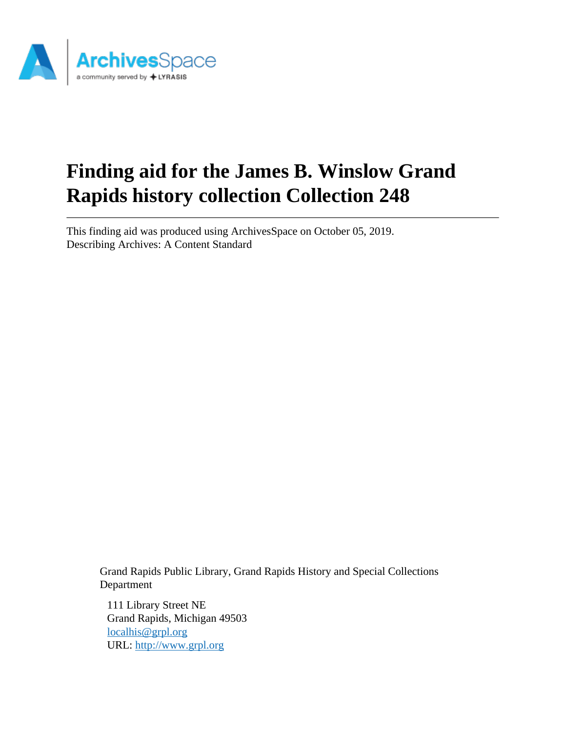# Finding aid for the James B. Winslow Grand Rapids history collection Collection 248

This finding aid was produced using ArchivesSpace on October 05, 2019.
Describing Archives: A Content Standard

Grand Rapids Public Library, Grand Rapids History and Special Collections Department

111 Library Street NE
Grand Rapids, Michigan 49503
localhis@grpl.org
URL: http://www.grpl.org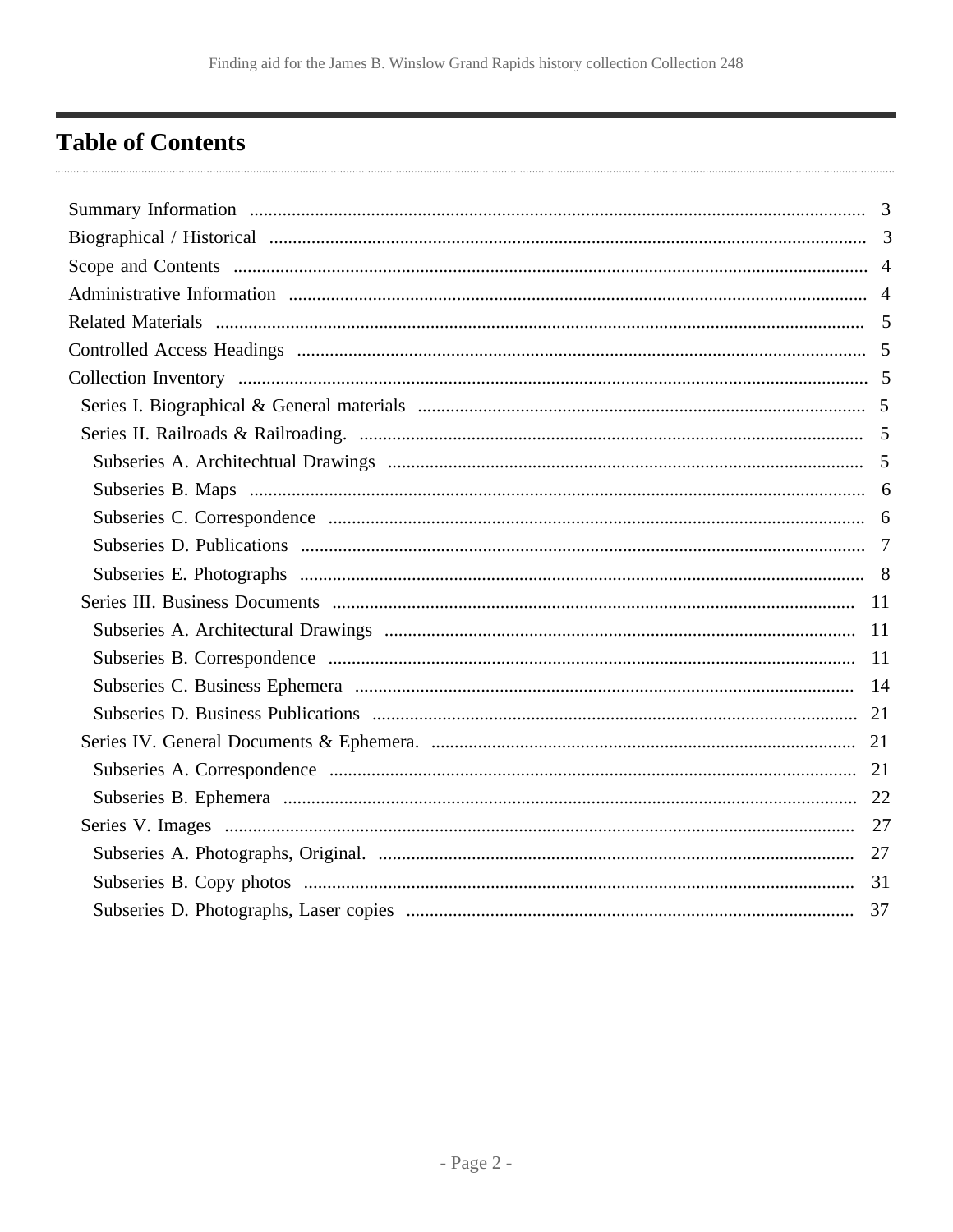# Table of Contents

- Summary Information ........ 3
- Biographical / Historical ........ 3
- Scope and Contents ........ 4
- Administrative Information ........ 4
- Related Materials ........ 5
- Controlled Access Headings ........ 5
- Collection Inventory ........ 5
  - Series I. Biographical & General materials ........ 5
  - Series II. Railroads & Railroading. ........ 5
    - Subseries A. Architechtual Drawings ........ 5
    - Subseries B. Maps ........ 6
    - Subseries C. Correspondence ........ 6
    - Subseries D. Publications ........ 7
    - Subseries E. Photographs ........ 8
  - Series III. Business Documents ........ 11
    - Subseries A. Architectural Drawings ........ 11
    - Subseries B. Correspondence ........ 11
    - Subseries C. Business Ephemera ........ 14
    - Subseries D. Business Publications ........ 21
  - Series IV. General Documents & Ephemera. ........ 21
    - Subseries A. Correspondence ........ 21
    - Subseries B. Ephemera ........ 22
  - Series V. Images ........ 27
    - Subseries A. Photographs, Original. ........ 27
    - Subseries B. Copy photos ........ 31
    - Subseries D. Photographs, Laser copies ........ 37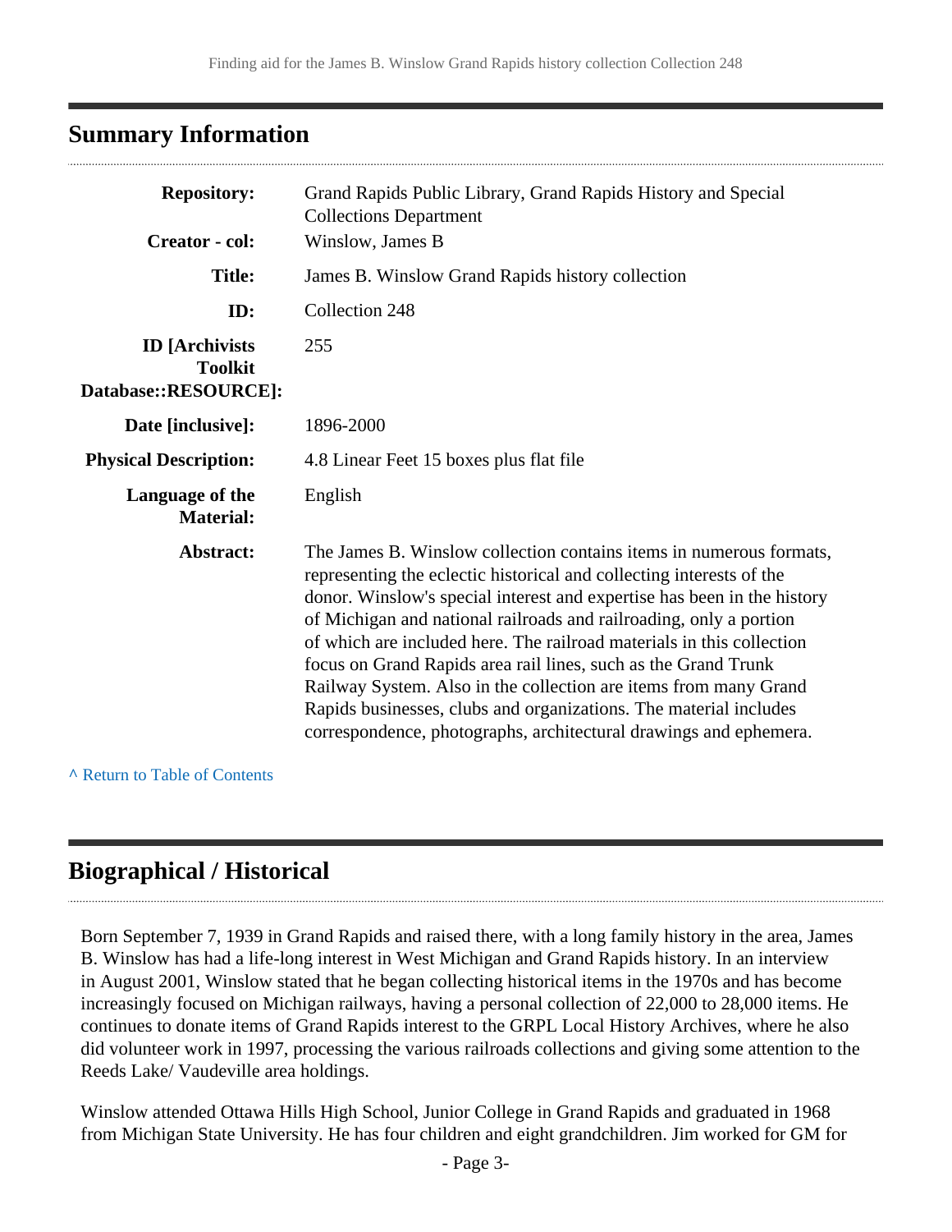## Summary Information

| | |
|---|---|
| **Repository:** | Grand Rapids Public Library, Grand Rapids History and Special Collections Department |
| **Creator - col:** | Winslow, James B |
| **Title:** | James B. Winslow Grand Rapids history collection |
| **ID:** | Collection 248 |
| **ID [Archivists Toolkit Database::RESOURCE]:** | 255 |
| **Date [inclusive]:** | 1896-2000 |
| **Physical Description:** | 4.8 Linear Feet 15 boxes plus flat file |
| **Language of the Material:** | English |
| **Abstract:** | The James B. Winslow collection contains items in numerous formats, representing the eclectic historical and collecting interests of the donor. Winslow's special interest and expertise has been in the history of Michigan and national railroads and railroading, only a portion of which are included here. The railroad materials in this collection focus on Grand Rapids area rail lines, such as the Grand Trunk Railway System. Also in the collection are items from many Grand Rapids businesses, clubs and organizations. The material includes correspondence, photographs, architectural drawings and ephemera. |

^ Return to Table of Contents

## Biographical / Historical

Born September 7, 1939 in Grand Rapids and raised there, with a long family history in the area, James B. Winslow has had a life-long interest in West Michigan and Grand Rapids history. In an interview in August 2001, Winslow stated that he began collecting historical items in the 1970s and has become increasingly focused on Michigan railways, having a personal collection of 22,000 to 28,000 items. He continues to donate items of Grand Rapids interest to the GRPL Local History Archives, where he also did volunteer work in 1997, processing the various railroads collections and giving some attention to the Reeds Lake/ Vaudeville area holdings.

Winslow attended Ottawa Hills High School, Junior College in Grand Rapids and graduated in 1968 from Michigan State University. He has four children and eight grandchildren. Jim worked for GM for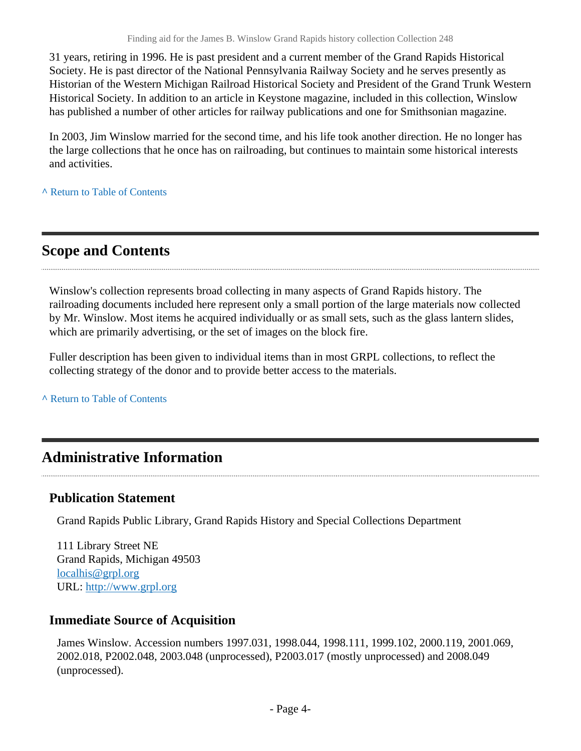31 years, retiring in 1996. He is past president and a current member of the Grand Rapids Historical Society. He is past director of the National Pennsylvania Railway Society and he serves presently as Historian of the Western Michigan Railroad Historical Society and President of the Grand Trunk Western Historical Society. In addition to an article in Keystone magazine, included in this collection, Winslow has published a number of other articles for railway publications and one for Smithsonian magazine.

In 2003, Jim Winslow married for the second time, and his life took another direction. He no longer has the large collections that he once has on railroading, but continues to maintain some historical interests and activities.

^ Return to Table of Contents

## Scope and Contents

Winslow's collection represents broad collecting in many aspects of Grand Rapids history. The railroading documents included here represent only a small portion of the large materials now collected by Mr. Winslow. Most items he acquired individually or as small sets, such as the glass lantern slides, which are primarily advertising, or the set of images on the block fire.

Fuller description has been given to individual items than in most GRPL collections, to reflect the collecting strategy of the donor and to provide better access to the materials.

^ Return to Table of Contents

## Administrative Information

### Publication Statement

Grand Rapids Public Library, Grand Rapids History and Special Collections Department

111 Library Street NE
Grand Rapids, Michigan 49503
localhis@grpl.org
URL: http://www.grpl.org

### Immediate Source of Acquisition

James Winslow. Accession numbers 1997.031, 1998.044, 1998.111, 1999.102, 2000.119, 2001.069, 2002.018, P2002.048, 2003.048 (unprocessed), P2003.017 (mostly unprocessed) and 2008.049 (unprocessed).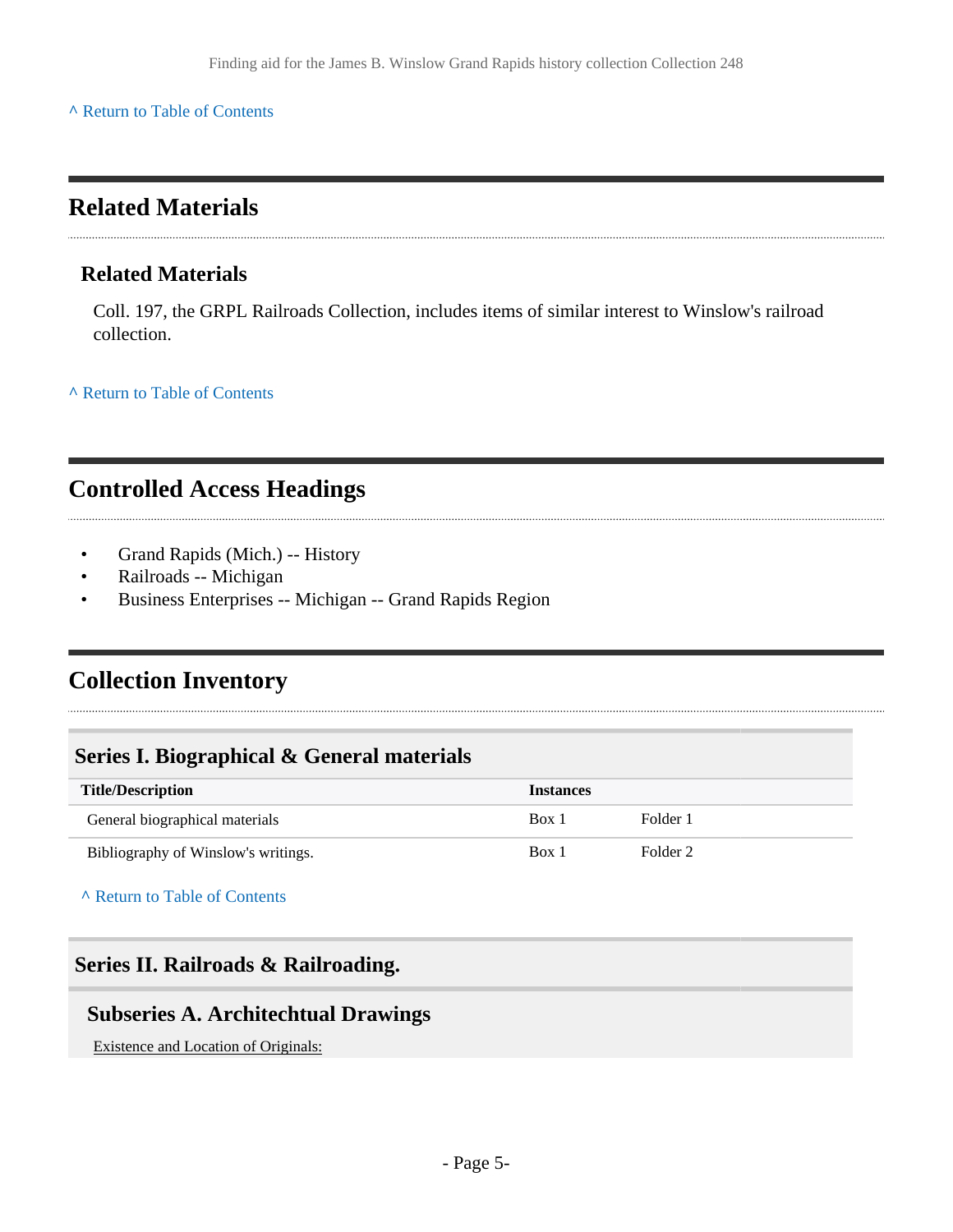^ Return to Table of Contents

## Related Materials

### Related Materials

Coll. 197, the GRPL Railroads Collection, includes items of similar interest to Winslow's railroad collection.

^ Return to Table of Contents

## Controlled Access Headings

- Grand Rapids (Mich.) -- History
- Railroads -- Michigan
- Business Enterprises -- Michigan -- Grand Rapids Region

## Collection Inventory

### Series I. Biographical & General materials

| Title/Description | Instances | |
|---|---|---|
| General biographical materials | Box 1 | Folder 1 |
| Bibliography of Winslow's writings. | Box 1 | Folder 2 |

^ Return to Table of Contents

### Series II. Railroads & Railroading.

#### Subseries A. Architechtual Drawings

Existence and Location of Originals: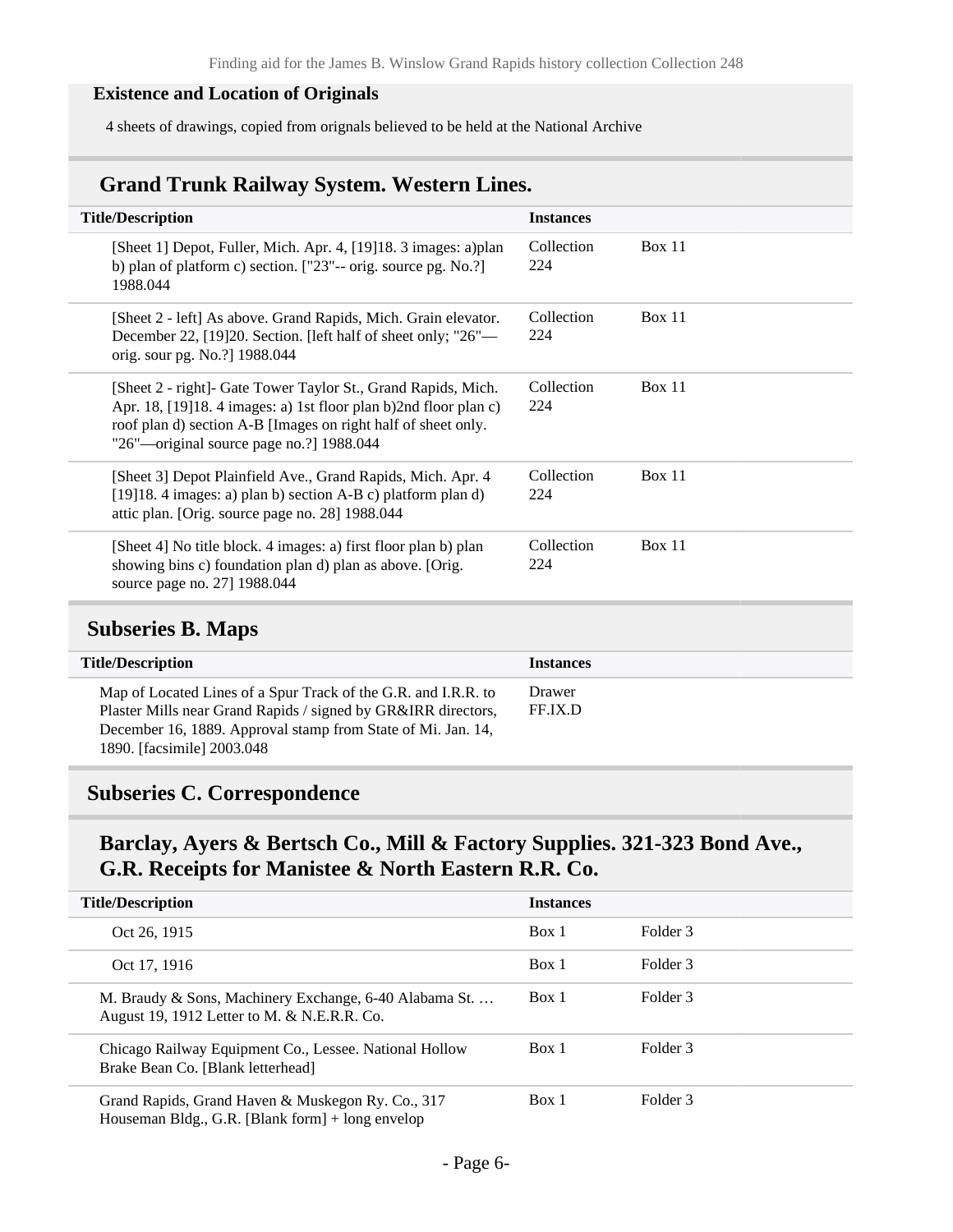### Existence and Location of Originals

4 sheets of drawings, copied from orignals believed to be held at the National Archive

## Grand Trunk Railway System. Western Lines.

| Title/Description | Instances | |
|---|---|---|
| [Sheet 1] Depot, Fuller, Mich. Apr. 4, [19]18. 3 images: a)plan b) plan of platform c) section. ["23"-- orig. source pg. No.?] 1988.044 | Collection 224 | Box 11 |
| [Sheet 2 - left] As above. Grand Rapids, Mich. Grain elevator. December 22, [19]20. Section. [left half of sheet only; "26"— orig. sour pg. No.?] 1988.044 | Collection 224 | Box 11 |
| [Sheet 2 - right]- Gate Tower Taylor St., Grand Rapids, Mich. Apr. 18, [19]18. 4 images: a) 1st floor plan b)2nd floor plan c) roof plan d) section A-B [Images on right half of sheet only. "26"—original source page no.?] 1988.044 | Collection 224 | Box 11 |
| [Sheet 3] Depot Plainfield Ave., Grand Rapids, Mich. Apr. 4 [19]18. 4 images: a) plan b) section A-B c) platform plan d) attic plan. [Orig. source page no. 28] 1988.044 | Collection 224 | Box 11 |
| [Sheet 4] No title block. 4 images: a) first floor plan b) plan showing bins c) foundation plan d) plan as above. [Orig. source page no. 27] 1988.044 | Collection 224 | Box 11 |

## Subseries B. Maps

| Title/Description | Instances |
|---|---|
| Map of Located Lines of a Spur Track of the G.R. and I.R.R. to Plaster Mills near Grand Rapids / signed by GR&IRR directors, December 16, 1889. Approval stamp from State of Mi. Jan. 14, 1890. [facsimile] 2003.048 | Drawer FF.IX.D |

## Subseries C. Correspondence

## Barclay, Ayers & Bertsch Co., Mill & Factory Supplies. 321-323 Bond Ave., G.R. Receipts for Manistee & North Eastern R.R. Co.

| Title/Description | Instances | |
|---|---|---|
| Oct 26, 1915 | Box 1 | Folder 3 |
| Oct 17, 1916 | Box 1 | Folder 3 |
| M. Braudy & Sons, Machinery Exchange, 6-40 Alabama St. … August 19, 1912 Letter to M. & N.E.R.R. Co. | Box 1 | Folder 3 |
| Chicago Railway Equipment Co., Lessee. National Hollow Brake Bean Co. [Blank letterhead] | Box 1 | Folder 3 |
| Grand Rapids, Grand Haven & Muskegon Ry. Co., 317 Houseman Bldg., G.R. [Blank form] + long envelop | Box 1 | Folder 3 |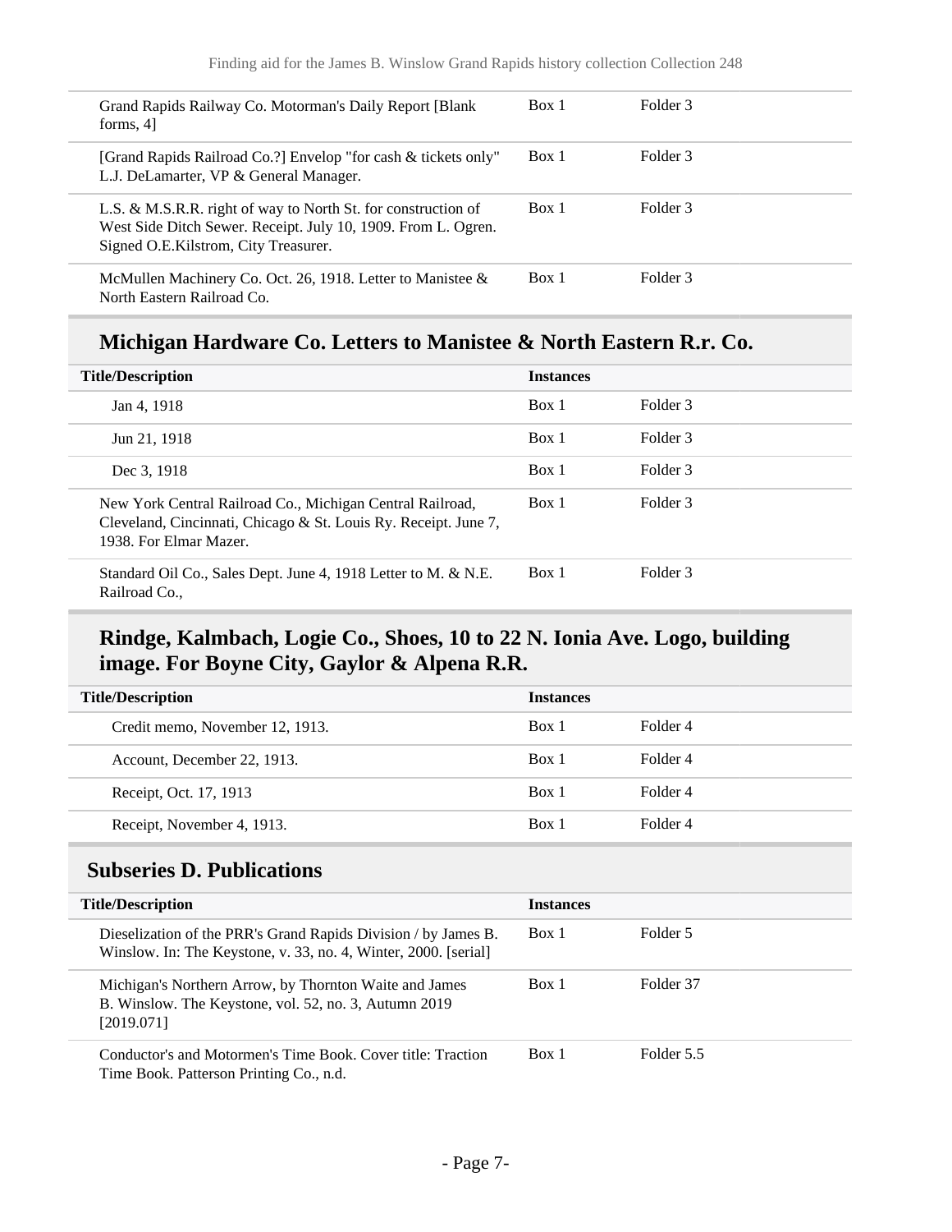| Title/Description | Instances | |
|---|---|---|
| Grand Rapids Railway Co. Motorman's Daily Report [Blank forms, 4] | Box 1 | Folder 3 |
| [Grand Rapids Railroad Co.?] Envelop "for cash & tickets only" L.J. DeLamarter, VP & General Manager. | Box 1 | Folder 3 |
| L.S. & M.S.R.R. right of way to North St. for construction of West Side Ditch Sewer. Receipt. July 10, 1909. From L. Ogren. Signed O.E.Kilstrom, City Treasurer. | Box 1 | Folder 3 |
| McMullen Machinery Co. Oct. 26, 1918. Letter to Manistee & North Eastern Railroad Co. | Box 1 | Folder 3 |

## Michigan Hardware Co. Letters to Manistee & North Eastern R.r. Co.

| Title/Description | Instances | |
|---|---|---|
| Jan 4, 1918 | Box 1 | Folder 3 |
| Jun 21, 1918 | Box 1 | Folder 3 |
| Dec 3, 1918 | Box 1 | Folder 3 |
| New York Central Railroad Co., Michigan Central Railroad, Cleveland, Cincinnati, Chicago & St. Louis Ry. Receipt. June 7, 1938. For Elmar Mazer. | Box 1 | Folder 3 |
| Standard Oil Co., Sales Dept. June 4, 1918 Letter to M. & N.E. Railroad Co., | Box 1 | Folder 3 |

## Rindge, Kalmbach, Logie Co., Shoes, 10 to 22 N. Ionia Ave. Logo, building image. For Boyne City, Gaylor & Alpena R.R.

| Title/Description | Instances | |
|---|---|---|
| Credit memo, November 12, 1913. | Box 1 | Folder 4 |
| Account, December 22, 1913. | Box 1 | Folder 4 |
| Receipt, Oct. 17, 1913 | Box 1 | Folder 4 |
| Receipt, November 4, 1913. | Box 1 | Folder 4 |

## Subseries D. Publications

| Title/Description | Instances | |
|---|---|---|
| Dieselization of the PRR's Grand Rapids Division / by James B. Winslow. In: The Keystone, v. 33, no. 4, Winter, 2000. [serial] | Box 1 | Folder 5 |
| Michigan's Northern Arrow, by Thornton Waite and James B. Winslow. The Keystone, vol. 52, no. 3, Autumn 2019 [2019.071] | Box 1 | Folder 37 |
| Conductor's and Motormen's Time Book. Cover title: Traction Time Book. Patterson Printing Co., n.d. | Box 1 | Folder 5.5 |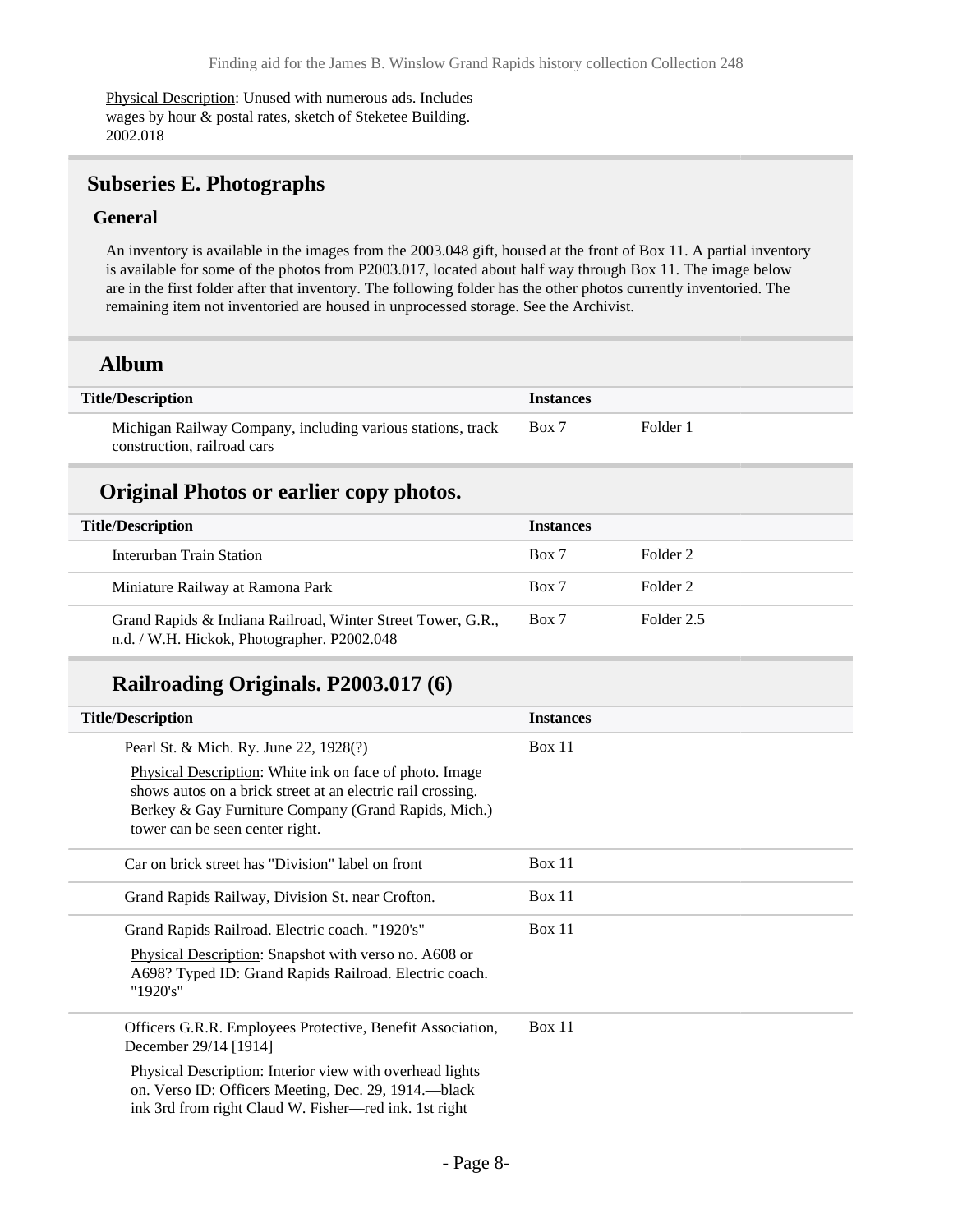Physical Description: Unused with numerous ads. Includes wages by hour & postal rates, sketch of Steketee Building. 2002.018

## Subseries E. Photographs

### General

An inventory is available in the images from the 2003.048 gift, housed at the front of Box 11. A partial inventory is available for some of the photos from P2003.017, located about half way through Box 11. The image below are in the first folder after that inventory. The following folder has the other photos currently inventoried. The remaining item not inventoried are housed in unprocessed storage. See the Archivist.

### Album

| Title/Description | Instances | |
|---|---|---|
| Michigan Railway Company, including various stations, track construction, railroad cars | Box 7 | Folder 1 |

### Original Photos or earlier copy photos.

| Title/Description | Instances | |
|---|---|---|
| Interurban Train Station | Box 7 | Folder 2 |
| Miniature Railway at Ramona Park | Box 7 | Folder 2 |
| Grand Rapids & Indiana Railroad, Winter Street Tower, G.R., n.d. / W.H. Hickok, Photographer. P2002.048 | Box 7 | Folder 2.5 |

### Railroading Originals. P2003.017 (6)

| Title/Description | Instances |
|---|---|
| Pearl St. & Mich. Ry. June 22, 1928(?)<br>Physical Description: White ink on face of photo. Image shows autos on a brick street at an electric rail crossing. Berkey & Gay Furniture Company (Grand Rapids, Mich.) tower can be seen center right. | Box 11 |
| Car on brick street has "Division" label on front | Box 11 |
| Grand Rapids Railway, Division St. near Crofton. | Box 11 |
| Grand Rapids Railroad. Electric coach. "1920's"<br>Physical Description: Snapshot with verso no. A608 or A698? Typed ID: Grand Rapids Railroad. Electric coach. "1920's" | Box 11 |
| Officers G.R.R. Employees Protective, Benefit Association, December 29/14 [1914]<br>Physical Description: Interior view with overhead lights on. Verso ID: Officers Meeting, Dec. 29, 1914.—black ink 3rd from right Claud W. Fisher—red ink. 1st right | Box 11 |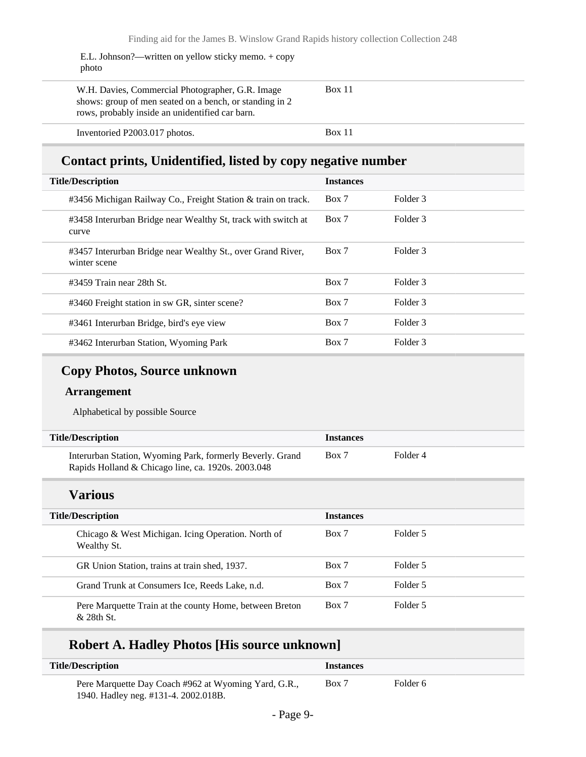E.L. Johnson?—written on yellow sticky memo. + copy photo

| Title/Description | Instances | |
|---|---|---|
| W.H. Davies, Commercial Photographer, G.R. Image shows: group of men seated on a bench, or standing in 2 rows, probably inside an unidentified car barn. | Box 11 | |
| Inventoried P2003.017 photos. | Box 11 | |

## Contact prints, Unidentified, listed by copy negative number

| Title/Description | Instances | |
|---|---|---|
| #3456 Michigan Railway Co., Freight Station & train on track. | Box 7 | Folder 3 |
| #3458 Interurban Bridge near Wealthy St, track with switch at curve | Box 7 | Folder 3 |
| #3457 Interurban Bridge near Wealthy St., over Grand River, winter scene | Box 7 | Folder 3 |
| #3459 Train near 28th St. | Box 7 | Folder 3 |
| #3460 Freight station in sw GR, sinter scene? | Box 7 | Folder 3 |
| #3461 Interurban Bridge, bird's eye view | Box 7 | Folder 3 |
| #3462 Interurban Station, Wyoming Park | Box 7 | Folder 3 |

## Copy Photos, Source unknown

### Arrangement

Alphabetical by possible Source

| Title/Description | Instances | |
|---|---|---|
| Interurban Station, Wyoming Park, formerly Beverly. Grand Rapids Holland & Chicago line, ca. 1920s. 2003.048 | Box 7 | Folder 4 |

### Various

| Title/Description | Instances | |
|---|---|---|
| Chicago & West Michigan. Icing Operation. North of Wealthy St. | Box 7 | Folder 5 |
| GR Union Station, trains at train shed, 1937. | Box 7 | Folder 5 |
| Grand Trunk at Consumers Ice, Reeds Lake, n.d. | Box 7 | Folder 5 |
| Pere Marquette Train at the county Home, between Breton & 28th St. | Box 7 | Folder 5 |

### Robert A. Hadley Photos [His source unknown]

| Title/Description | Instances | |
|---|---|---|
| Pere Marquette Day Coach #962 at Wyoming Yard, G.R., 1940. Hadley neg. #131-4. 2002.018B. | Box 7 | Folder 6 |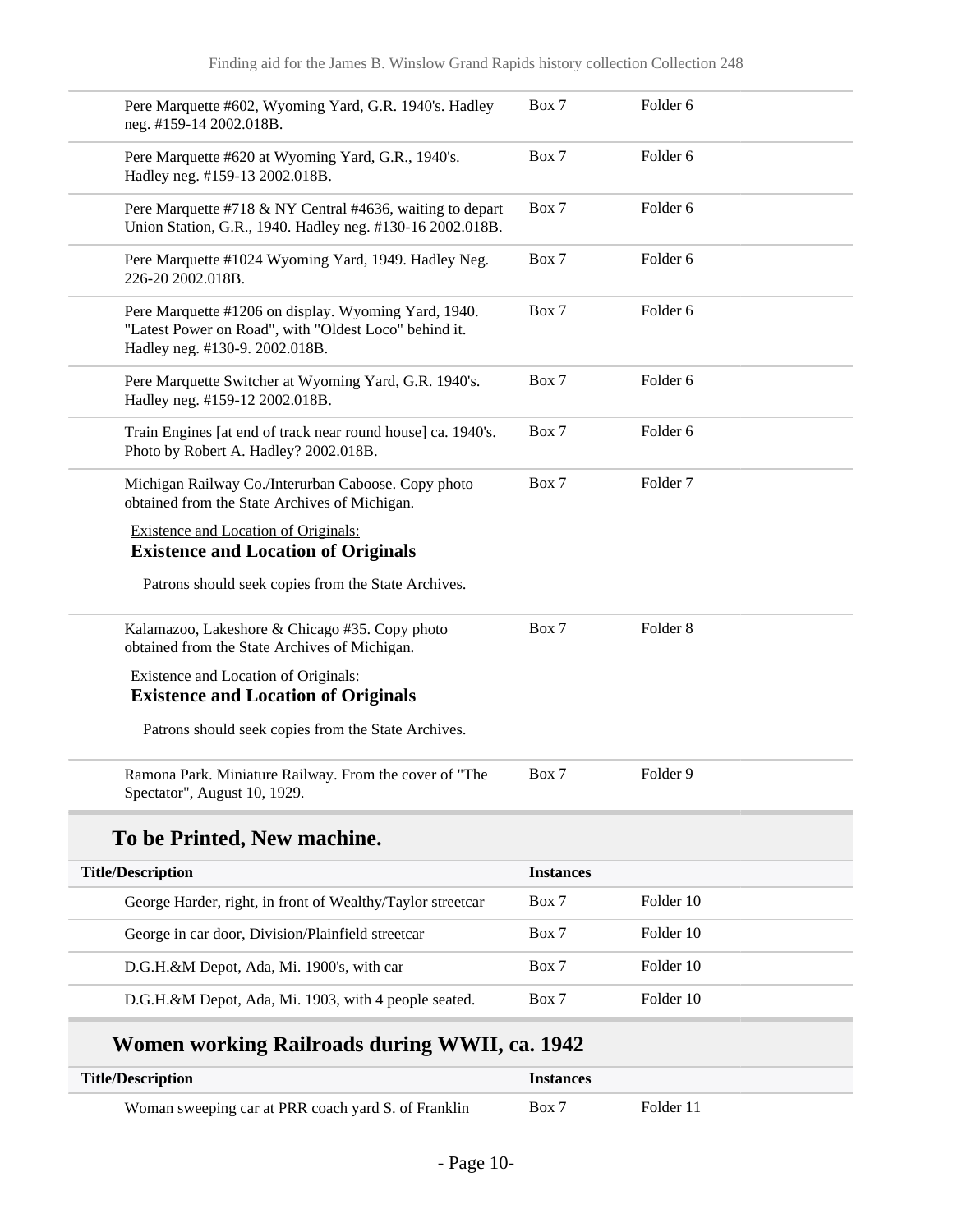| | | |
|---|---|---|
| Pere Marquette #602, Wyoming Yard, G.R. 1940's. Hadley neg. #159-14 2002.018B. | Box 7 | Folder 6 |
| Pere Marquette #620 at Wyoming Yard, G.R., 1940's. Hadley neg. #159-13 2002.018B. | Box 7 | Folder 6 |
| Pere Marquette #718 & NY Central #4636, waiting to depart Union Station, G.R., 1940. Hadley neg. #130-16 2002.018B. | Box 7 | Folder 6 |
| Pere Marquette #1024 Wyoming Yard, 1949. Hadley Neg. 226-20 2002.018B. | Box 7 | Folder 6 |
| Pere Marquette #1206 on display. Wyoming Yard, 1940. "Latest Power on Road", with "Oldest Loco" behind it. Hadley neg. #130-9. 2002.018B. | Box 7 | Folder 6 |
| Pere Marquette Switcher at Wyoming Yard, G.R. 1940's. Hadley neg. #159-12 2002.018B. | Box 7 | Folder 6 |
| Train Engines [at end of track near round house] ca. 1940's. Photo by Robert A. Hadley? 2002.018B. | Box 7 | Folder 6 |
| Michigan Railway Co./Interurban Caboose. Copy photo obtained from the State Archives of Michigan. | Box 7 | Folder 7 |

Existence and Location of Originals:

**Existence and Location of Originals**

Patrons should seek copies from the State Archives.

| | | |
|---|---|---|
| Kalamazoo, Lakeshore & Chicago #35. Copy photo obtained from the State Archives of Michigan. | Box 7 | Folder 8 |

Existence and Location of Originals:

**Existence and Location of Originals**

Patrons should seek copies from the State Archives.

| | | |
|---|---|---|
| Ramona Park. Miniature Railway. From the cover of "The Spectator", August 10, 1929. | Box 7 | Folder 9 |

## To be Printed, New machine.

| Title/Description | Instances | |
|---|---|---|
| George Harder, right, in front of Wealthy/Taylor streetcar | Box 7 | Folder 10 |
| George in car door, Division/Plainfield streetcar | Box 7 | Folder 10 |
| D.G.H.&M Depot, Ada, Mi. 1900's, with car | Box 7 | Folder 10 |
| D.G.H.&M Depot, Ada, Mi. 1903, with 4 people seated. | Box 7 | Folder 10 |

## Women working Railroads during WWII, ca. 1942

| Title/Description | Instances | |
|---|---|---|
| Woman sweeping car at PRR coach yard S. of Franklin | Box 7 | Folder 11 |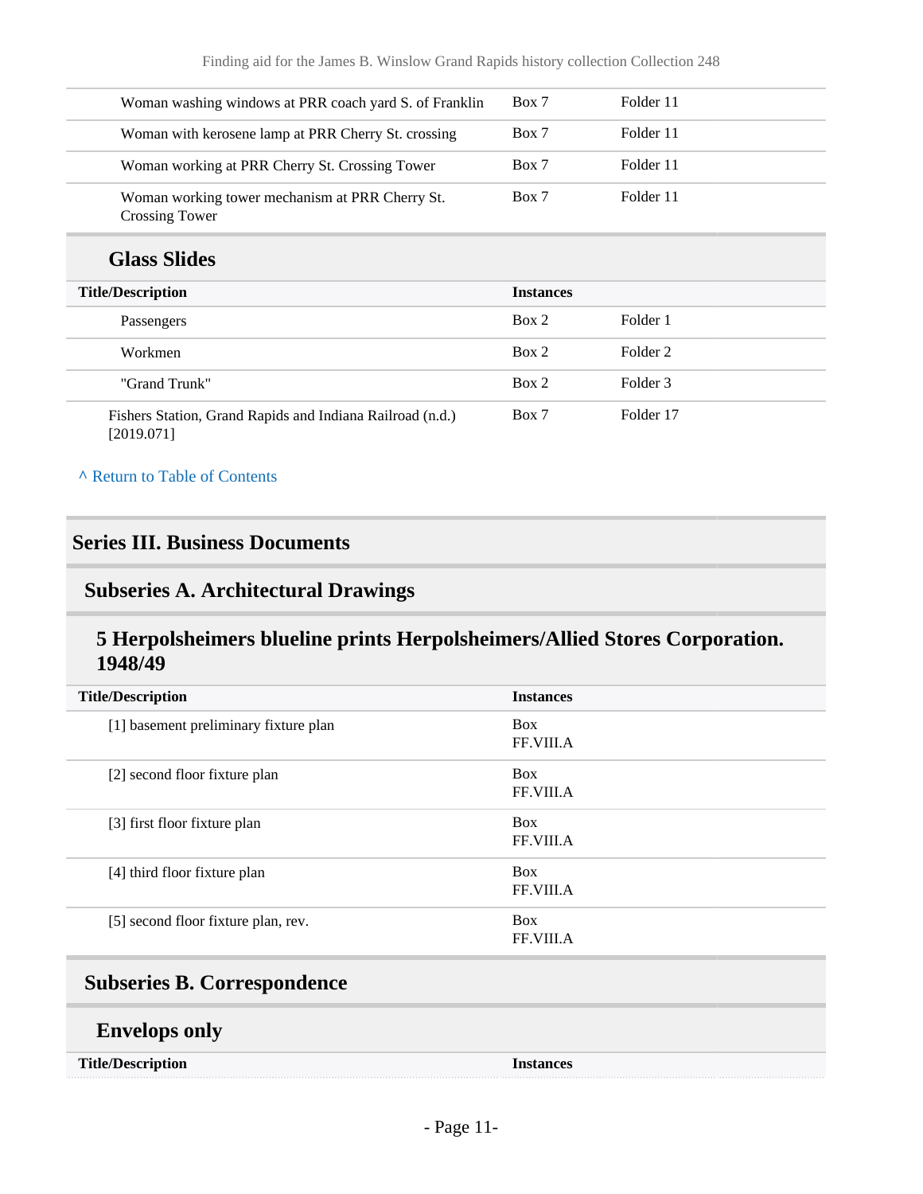| Title/Description | Instances | |
|---|---|---|
| Woman washing windows at PRR coach yard S. of Franklin | Box 7 | Folder 11 |
| Woman with kerosene lamp at PRR Cherry St. crossing | Box 7 | Folder 11 |
| Woman working at PRR Cherry St. Crossing Tower | Box 7 | Folder 11 |
| Woman working tower mechanism at PRR Cherry St. Crossing Tower | Box 7 | Folder 11 |

### Glass Slides

| Title/Description | Instances | |
|---|---|---|
| Passengers | Box 2 | Folder 1 |
| Workmen | Box 2 | Folder 2 |
| "Grand Trunk" | Box 2 | Folder 3 |
| Fishers Station, Grand Rapids and Indiana Railroad (n.d.) [2019.071] | Box 7 | Folder 17 |

^ Return to Table of Contents

## Series III. Business Documents

### Subseries A. Architectural Drawings

#### 5 Herpolsheimers blueline prints Herpolsheimers/Allied Stores Corporation. 1948/49

| Title/Description | Instances |
|---|---|
| [1] basement preliminary fixture plan | Box FF.VIII.A |
| [2] second floor fixture plan | Box FF.VIII.A |
| [3] first floor fixture plan | Box FF.VIII.A |
| [4] third floor fixture plan | Box FF.VIII.A |
| [5] second floor fixture plan, rev. | Box FF.VIII.A |

### Subseries B. Correspondence

#### Envelops only

| Title/Description | Instances |
|---|---|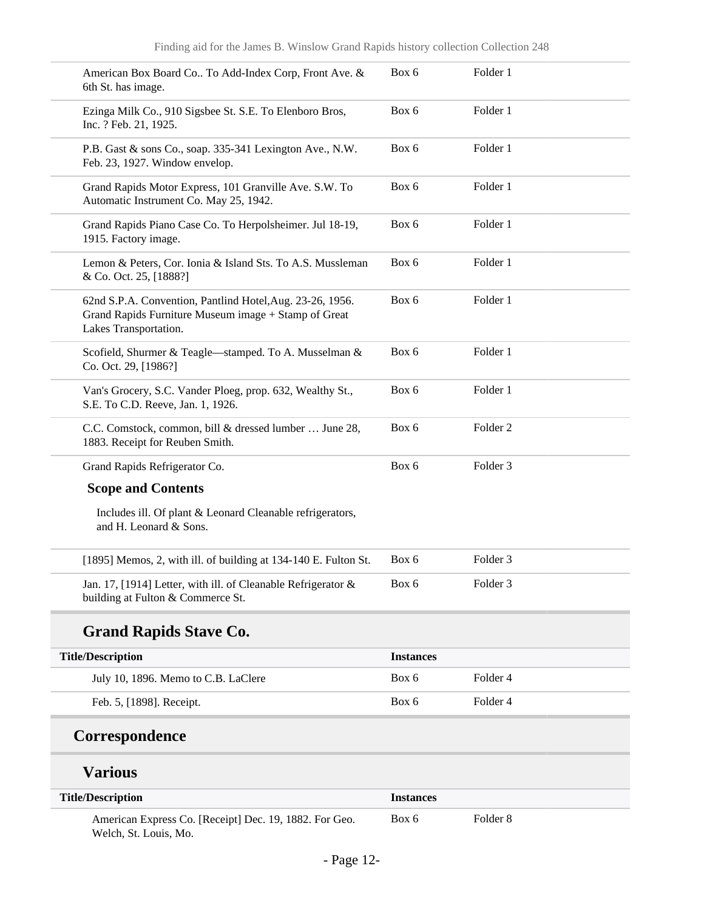| Title/Description | Instances | |
|---|---|---|
| American Box Board Co.. To Add-Index Corp, Front Ave. & 6th St. has image. | Box 6 | Folder 1 |
| Ezinga Milk Co., 910 Sigsbee St. S.E. To Elenboro Bros, Inc. ? Feb. 21, 1925. | Box 6 | Folder 1 |
| P.B. Gast & sons Co., soap. 335-341 Lexington Ave., N.W. Feb. 23, 1927. Window envelop. | Box 6 | Folder 1 |
| Grand Rapids Motor Express, 101 Granville Ave. S.W. To Automatic Instrument Co. May 25, 1942. | Box 6 | Folder 1 |
| Grand Rapids Piano Case Co. To Herpolsheimer. Jul 18-19, 1915. Factory image. | Box 6 | Folder 1 |
| Lemon & Peters, Cor. Ionia & Island Sts. To A.S. Mussleman & Co. Oct. 25, [1888?] | Box 6 | Folder 1 |
| 62nd S.P.A. Convention, Pantlind Hotel,Aug. 23-26, 1956. Grand Rapids Furniture Museum image + Stamp of Great Lakes Transportation. | Box 6 | Folder 1 |
| Scofield, Shurmer & Teagle—stamped. To A. Musselman & Co. Oct. 29, [1986?] | Box 6 | Folder 1 |
| Van's Grocery, S.C. Vander Ploeg, prop. 632, Wealthy St., S.E. To C.D. Reeve, Jan. 1, 1926. | Box 6 | Folder 1 |
| C.C. Comstock, common, bill & dressed lumber … June 28, 1883. Receipt for Reuben Smith. | Box 6 | Folder 2 |
| Grand Rapids Refrigerator Co. | Box 6 | Folder 3 |

**Scope and Contents**

Includes ill. Of plant & Leonard Cleanable refrigerators, and H. Leonard & Sons.

| Title/Description | Instances | |
|---|---|---|
| [1895] Memos, 2, with ill. of building at 134-140 E. Fulton St. | Box 6 | Folder 3 |
| Jan. 17, [1914] Letter, with ill. of Cleanable Refrigerator & building at Fulton & Commerce St. | Box 6 | Folder 3 |

### Grand Rapids Stave Co.

| Title/Description | Instances | |
|---|---|---|
| July 10, 1896. Memo to C.B. LaClere | Box 6 | Folder 4 |
| Feb. 5, [1898]. Receipt. | Box 6 | Folder 4 |

## Correspondence

### Various

| Title/Description | Instances | |
|---|---|---|
| American Express Co. [Receipt] Dec. 19, 1882. For Geo. Welch, St. Louis, Mo. | Box 6 | Folder 8 |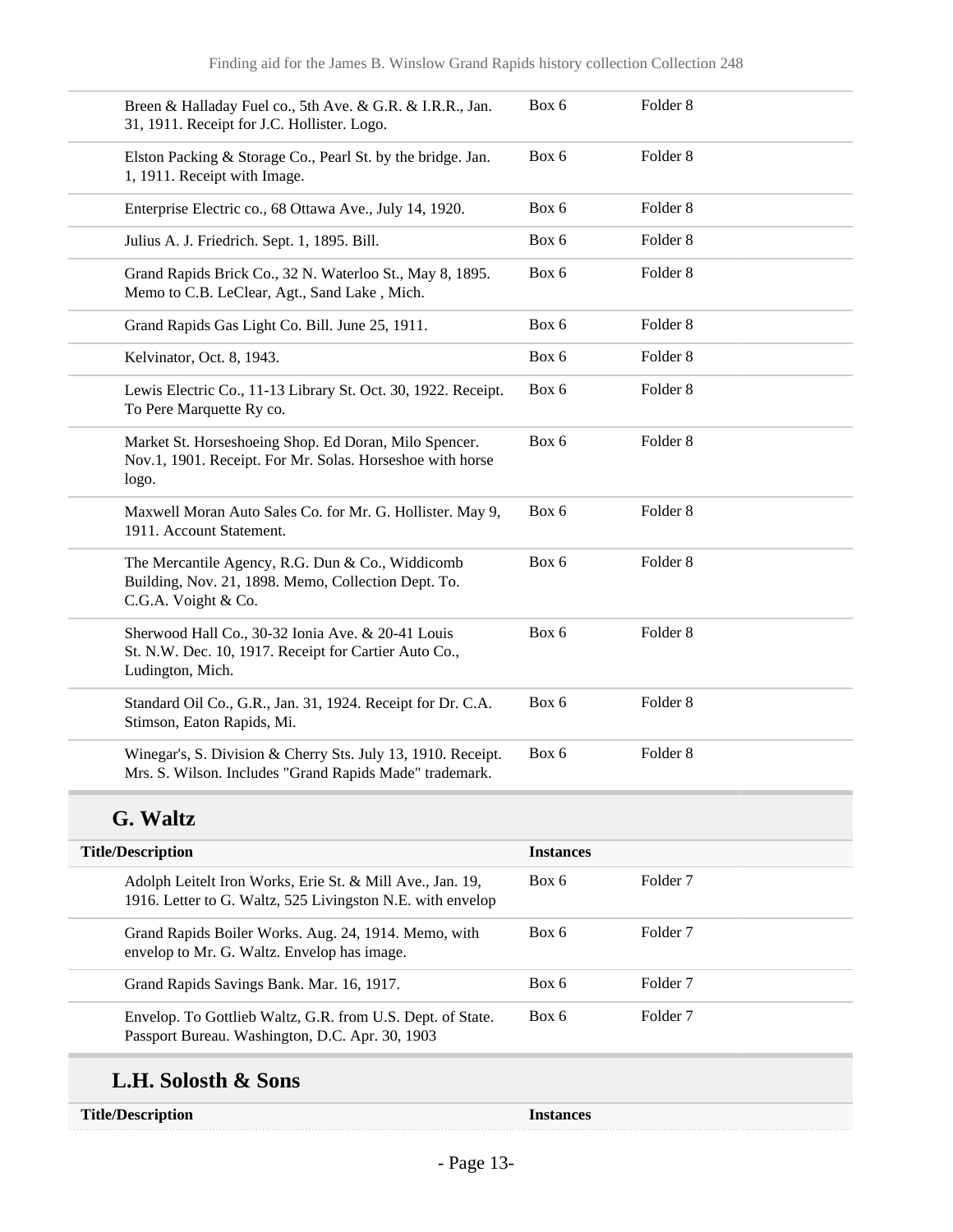| Title/Description | Instances | |
| --- | --- | --- |
| Breen & Halladay Fuel co., 5th Ave. & G.R. & I.R.R., Jan. 31, 1911. Receipt for J.C. Hollister. Logo. | Box 6 | Folder 8 |
| Elston Packing & Storage Co., Pearl St. by the bridge. Jan. 1, 1911. Receipt with Image. | Box 6 | Folder 8 |
| Enterprise Electric co., 68 Ottawa Ave., July 14, 1920. | Box 6 | Folder 8 |
| Julius A. J. Friedrich. Sept. 1, 1895. Bill. | Box 6 | Folder 8 |
| Grand Rapids Brick Co., 32 N. Waterloo St., May 8, 1895. Memo to C.B. LeClear, Agt., Sand Lake , Mich. | Box 6 | Folder 8 |
| Grand Rapids Gas Light Co. Bill. June 25, 1911. | Box 6 | Folder 8 |
| Kelvinator, Oct. 8, 1943. | Box 6 | Folder 8 |
| Lewis Electric Co., 11-13 Library St. Oct. 30, 1922. Receipt. To Pere Marquette Ry co. | Box 6 | Folder 8 |
| Market St. Horseshoeing Shop. Ed Doran, Milo Spencer. Nov.1, 1901. Receipt. For Mr. Solas. Horseshoe with horse logo. | Box 6 | Folder 8 |
| Maxwell Moran Auto Sales Co. for Mr. G. Hollister. May 9, 1911. Account Statement. | Box 6 | Folder 8 |
| The Mercantile Agency, R.G. Dun & Co., Widdicomb Building, Nov. 21, 1898. Memo, Collection Dept. To. C.G.A. Voight & Co. | Box 6 | Folder 8 |
| Sherwood Hall Co., 30-32 Ionia Ave. & 20-41 Louis St. N.W. Dec. 10, 1917. Receipt for Cartier Auto Co., Ludington, Mich. | Box 6 | Folder 8 |
| Standard Oil Co., G.R., Jan. 31, 1924. Receipt for Dr. C.A. Stimson, Eaton Rapids, Mi. | Box 6 | Folder 8 |
| Winegar's, S. Division & Cherry Sts. July 13, 1910. Receipt. Mrs. S. Wilson. Includes "Grand Rapids Made" trademark. | Box 6 | Folder 8 |

## G. Waltz

| Title/Description | Instances | |
| --- | --- | --- |
| Adolph Leitelt Iron Works, Erie St. & Mill Ave., Jan. 19, 1916. Letter to G. Waltz, 525 Livingston N.E. with envelop | Box 6 | Folder 7 |
| Grand Rapids Boiler Works. Aug. 24, 1914. Memo, with envelop to Mr. G. Waltz. Envelop has image. | Box 6 | Folder 7 |
| Grand Rapids Savings Bank. Mar. 16, 1917. | Box 6 | Folder 7 |
| Envelop. To Gottlieb Waltz, G.R. from U.S. Dept. of State. Passport Bureau. Washington, D.C. Apr. 30, 1903 | Box 6 | Folder 7 |

## L.H. Solosth & Sons

| Title/Description | Instances |
| --- | --- |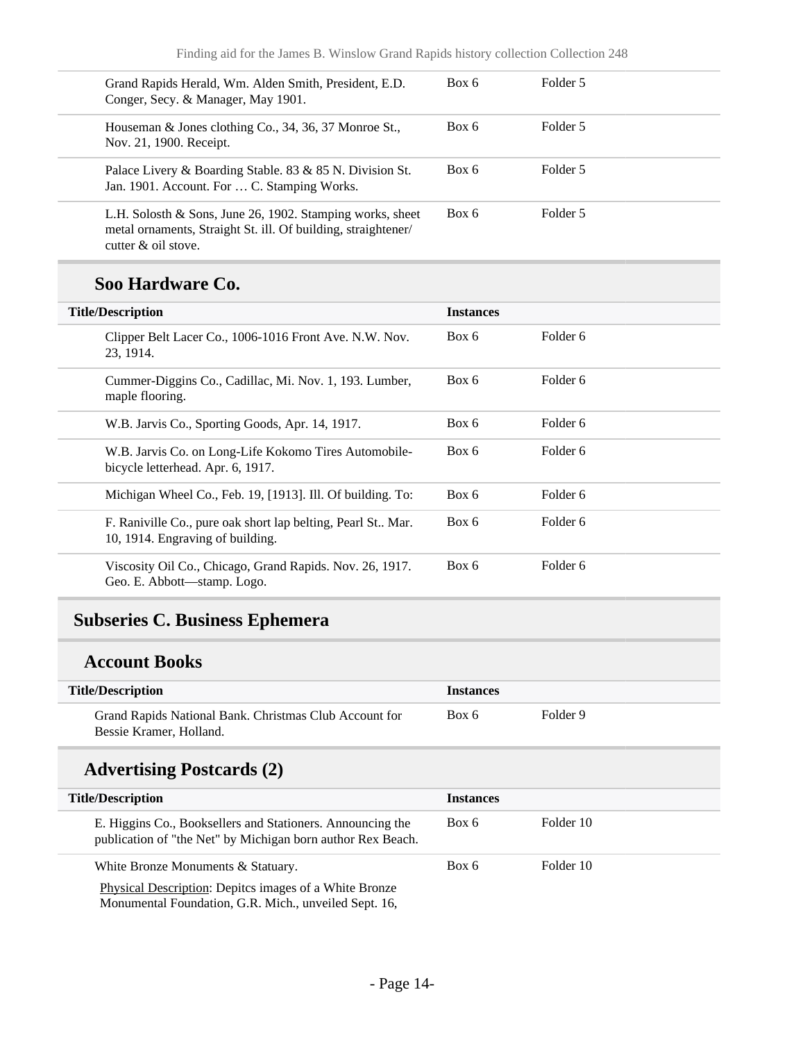| Title/Description | Instances | |
|---|---|---|
| Grand Rapids Herald, Wm. Alden Smith, President, E.D. Conger, Secy. & Manager, May 1901. | Box 6 | Folder 5 |
| Houseman & Jones clothing Co., 34, 36, 37 Monroe St., Nov. 21, 1900. Receipt. | Box 6 | Folder 5 |
| Palace Livery & Boarding Stable. 83 & 85 N. Division St. Jan. 1901. Account. For … C. Stamping Works. | Box 6 | Folder 5 |
| L.H. Solosth & Sons, June 26, 1902. Stamping works, sheet metal ornaments, Straight St. ill. Of building, straightener/ cutter & oil stove. | Box 6 | Folder 5 |

### Soo Hardware Co.

| Title/Description | Instances | |
|---|---|---|
| Clipper Belt Lacer Co., 1006-1016 Front Ave. N.W. Nov. 23, 1914. | Box 6 | Folder 6 |
| Cummer-Diggins Co., Cadillac, Mi. Nov. 1, 193. Lumber, maple flooring. | Box 6 | Folder 6 |
| W.B. Jarvis Co., Sporting Goods, Apr. 14, 1917. | Box 6 | Folder 6 |
| W.B. Jarvis Co. on Long-Life Kokomo Tires Automobile-bicycle letterhead. Apr. 6, 1917. | Box 6 | Folder 6 |
| Michigan Wheel Co., Feb. 19, [1913]. Ill. Of building. To: | Box 6 | Folder 6 |
| F. Raniville Co., pure oak short lap belting, Pearl St.. Mar. 10, 1914. Engraving of building. | Box 6 | Folder 6 |
| Viscosity Oil Co., Chicago, Grand Rapids. Nov. 26, 1917. Geo. E. Abbott—stamp. Logo. | Box 6 | Folder 6 |

## Subseries C. Business Ephemera

### Account Books

| Title/Description | Instances | |
|---|---|---|
| Grand Rapids National Bank. Christmas Club Account for Bessie Kramer, Holland. | Box 6 | Folder 9 |

### Advertising Postcards (2)

| Title/Description | Instances | |
|---|---|---|
| E. Higgins Co., Booksellers and Stationers. Announcing the publication of "the Net" by Michigan born author Rex Beach. | Box 6 | Folder 10 |
| White Bronze Monuments & Statuary.<br>Physical Description: Depitcs images of a White Bronze Monumental Foundation, G.R. Mich., unveiled Sept. 16, | Box 6 | Folder 10 |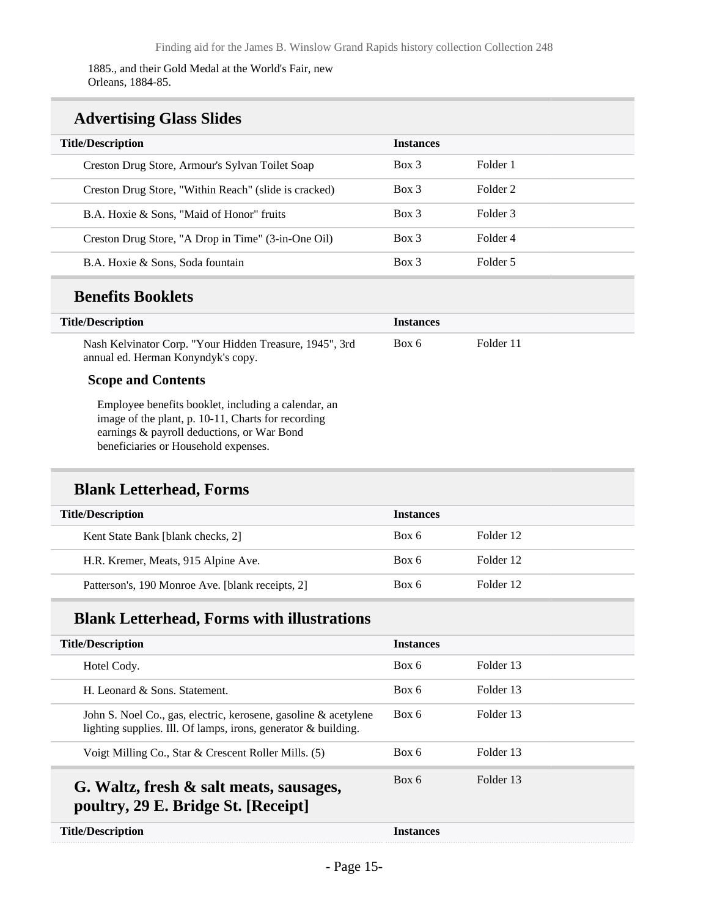1885., and their Gold Medal at the World's Fair, new Orleans, 1884-85.

## Advertising Glass Slides

| Title/Description | Instances | |
| --- | --- | --- |
| Creston Drug Store, Armour's Sylvan Toilet Soap | Box 3 | Folder 1 |
| Creston Drug Store, "Within Reach" (slide is cracked) | Box 3 | Folder 2 |
| B.A. Hoxie & Sons, "Maid of Honor" fruits | Box 3 | Folder 3 |
| Creston Drug Store, "A Drop in Time" (3-in-One Oil) | Box 3 | Folder 4 |
| B.A. Hoxie & Sons, Soda fountain | Box 3 | Folder 5 |

## Benefits Booklets

| Title/Description | Instances | |
| --- | --- | --- |
| Nash Kelvinator Corp. "Your Hidden Treasure, 1945", 3rd annual ed. Herman Konyndyk's copy. | Box 6 | Folder 11 |

### Scope and Contents

Employee benefits booklet, including a calendar, an image of the plant, p. 10-11, Charts for recording earnings & payroll deductions, or War Bond beneficiaries or Household expenses.

## Blank Letterhead, Forms

| Title/Description | Instances | |
| --- | --- | --- |
| Kent State Bank [blank checks, 2] | Box 6 | Folder 12 |
| H.R. Kremer, Meats, 915 Alpine Ave. | Box 6 | Folder 12 |
| Patterson's, 190 Monroe Ave. [blank receipts, 2] | Box 6 | Folder 12 |

## Blank Letterhead, Forms with illustrations

| Title/Description | Instances | |
| --- | --- | --- |
| Hotel Cody. | Box 6 | Folder 13 |
| H. Leonard & Sons. Statement. | Box 6 | Folder 13 |
| John S. Noel Co., gas, electric, kerosene, gasoline & acetylene lighting supplies. Ill. Of lamps, irons, generator & building. | Box 6 | Folder 13 |
| Voigt Milling Co., Star & Crescent Roller Mills. (5) | Box 6 | Folder 13 |

## G. Waltz, fresh & salt meats, sausages, poultry, 29 E. Bridge St. [Receipt]

Box 6 Folder 13

| Title/Description | Instances |
| --- | --- |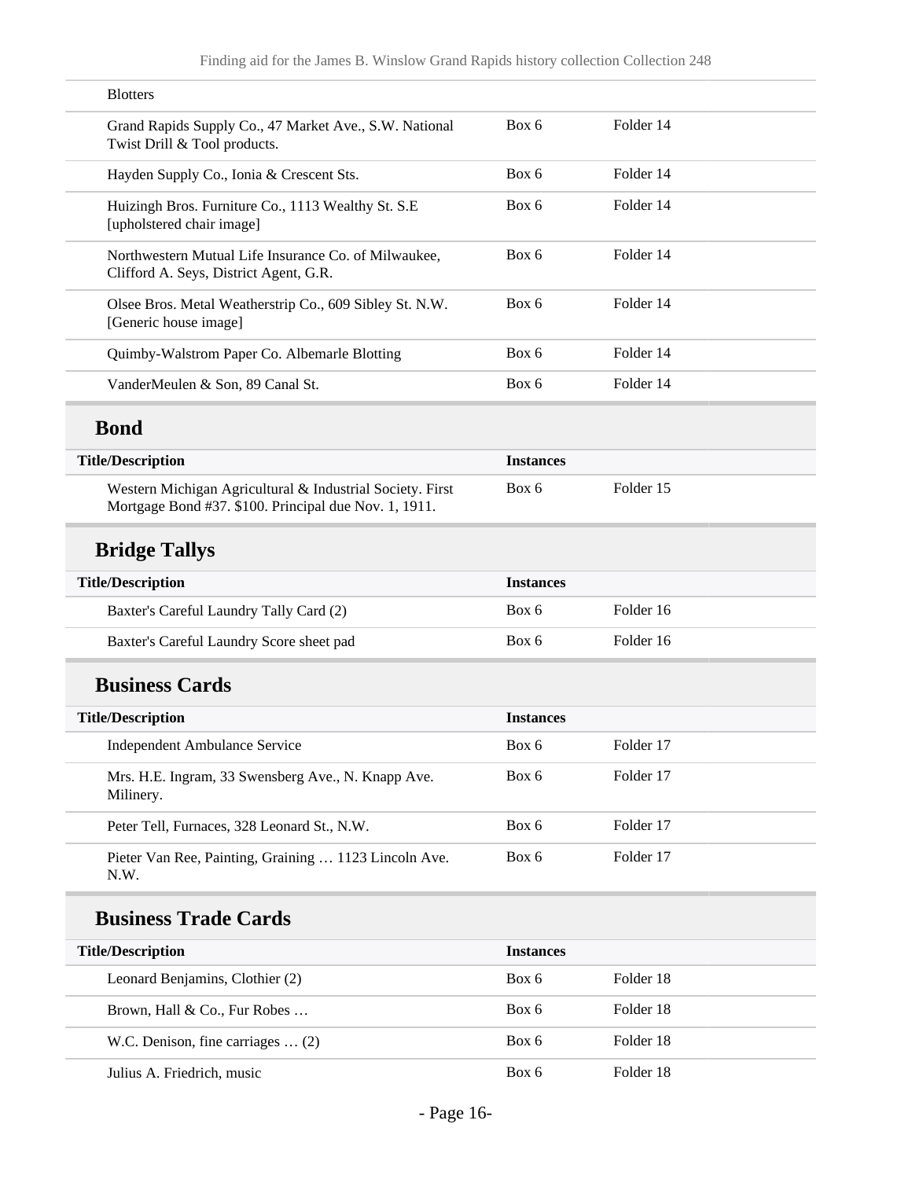| Blotters | | |
|---|---|---|
| Grand Rapids Supply Co., 47 Market Ave., S.W. National Twist Drill & Tool products. | Box 6 | Folder 14 |
| Hayden Supply Co., Ionia & Crescent Sts. | Box 6 | Folder 14 |
| Huizingh Bros. Furniture Co., 1113 Wealthy St. S.E [upholstered chair image] | Box 6 | Folder 14 |
| Northwestern Mutual Life Insurance Co. of Milwaukee, Clifford A. Seys, District Agent, G.R. | Box 6 | Folder 14 |
| Olsee Bros. Metal Weatherstrip Co., 609 Sibley St. N.W. [Generic house image] | Box 6 | Folder 14 |
| Quimby-Walstrom Paper Co. Albemarle Blotting | Box 6 | Folder 14 |
| VanderMeulen & Son, 89 Canal St. | Box 6 | Folder 14 |

## Bond

| Title/Description | Instances | |
|---|---|---|
| Western Michigan Agricultural & Industrial Society. First Mortgage Bond #37. $100. Principal due Nov. 1, 1911. | Box 6 | Folder 15 |

## Bridge Tallys

| Title/Description | Instances | |
|---|---|---|
| Baxter's Careful Laundry Tally Card (2) | Box 6 | Folder 16 |
| Baxter's Careful Laundry Score sheet pad | Box 6 | Folder 16 |

## Business Cards

| Title/Description | Instances | |
|---|---|---|
| Independent Ambulance Service | Box 6 | Folder 17 |
| Mrs. H.E. Ingram, 33 Swensberg Ave., N. Knapp Ave. Milinery. | Box 6 | Folder 17 |
| Peter Tell, Furnaces, 328 Leonard St., N.W. | Box 6 | Folder 17 |
| Pieter Van Ree, Painting, Graining … 1123 Lincoln Ave. N.W. | Box 6 | Folder 17 |

## Business Trade Cards

| Title/Description | Instances | |
|---|---|---|
| Leonard Benjamins, Clothier (2) | Box 6 | Folder 18 |
| Brown, Hall & Co., Fur Robes … | Box 6 | Folder 18 |
| W.C. Denison, fine carriages … (2) | Box 6 | Folder 18 |
| Julius A. Friedrich, music | Box 6 | Folder 18 |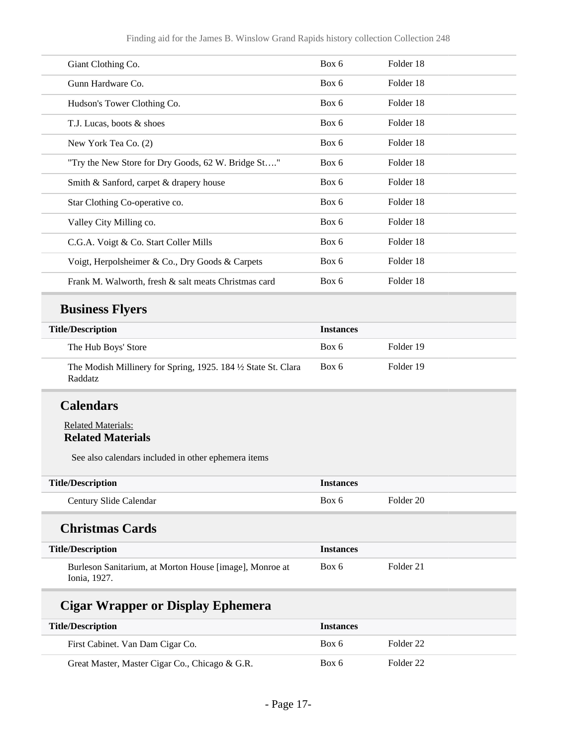| Title/Description | Instances | |
|---|---|---|
| Giant Clothing Co. | Box 6 | Folder 18 |
| Gunn Hardware Co. | Box 6 | Folder 18 |
| Hudson's Tower Clothing Co. | Box 6 | Folder 18 |
| T.J. Lucas, boots & shoes | Box 6 | Folder 18 |
| New York Tea Co. (2) | Box 6 | Folder 18 |
| "Try the New Store for Dry Goods, 62 W. Bridge St…." | Box 6 | Folder 18 |
| Smith & Sanford, carpet & drapery house | Box 6 | Folder 18 |
| Star Clothing Co-operative co. | Box 6 | Folder 18 |
| Valley City Milling co. | Box 6 | Folder 18 |
| C.G.A. Voigt & Co. Start Coller Mills | Box 6 | Folder 18 |
| Voigt, Herpolsheimer & Co., Dry Goods & Carpets | Box 6 | Folder 18 |
| Frank M. Walworth, fresh & salt meats Christmas card | Box 6 | Folder 18 |

## Business Flyers

| Title/Description | Instances | |
|---|---|---|
| The Hub Boys' Store | Box 6 | Folder 19 |
| The Modish Millinery for Spring, 1925. 184 ½ State St. Clara Raddatz | Box 6 | Folder 19 |

## Calendars

Related Materials:

**Related Materials**

See also calendars included in other ephemera items

| Title/Description | Instances | |
|---|---|---|
| Century Slide Calendar | Box 6 | Folder 20 |

## Christmas Cards

| Title/Description | Instances | |
|---|---|---|
| Burleson Sanitarium, at Morton House [image], Monroe at Ionia, 1927. | Box 6 | Folder 21 |

## Cigar Wrapper or Display Ephemera

| Title/Description | Instances | |
|---|---|---|
| First Cabinet. Van Dam Cigar Co. | Box 6 | Folder 22 |
| Great Master, Master Cigar Co., Chicago & G.R. | Box 6 | Folder 22 |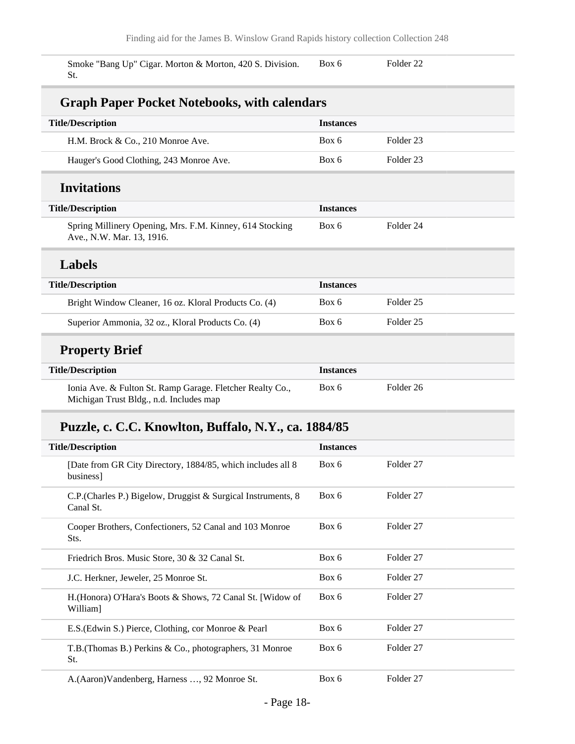| Title/Description | Instances | |
|---|---|---|
| Smoke "Bang Up" Cigar. Morton & Morton, 420 S. Division. St. | Box 6 | Folder 22 |

## Graph Paper Pocket Notebooks, with calendars

| Title/Description | Instances | |
|---|---|---|
| H.M. Brock & Co., 210 Monroe Ave. | Box 6 | Folder 23 |
| Hauger's Good Clothing, 243 Monroe Ave. | Box 6 | Folder 23 |

## Invitations

| Title/Description | Instances | |
|---|---|---|
| Spring Millinery Opening, Mrs. F.M. Kinney, 614 Stocking Ave., N.W. Mar. 13, 1916. | Box 6 | Folder 24 |

## Labels

| Title/Description | Instances | |
|---|---|---|
| Bright Window Cleaner, 16 oz. Kloral Products Co. (4) | Box 6 | Folder 25 |
| Superior Ammonia, 32 oz., Kloral Products Co. (4) | Box 6 | Folder 25 |

## Property Brief

| Title/Description | Instances | |
|---|---|---|
| Ionia Ave. & Fulton St. Ramp Garage. Fletcher Realty Co., Michigan Trust Bldg., n.d. Includes map | Box 6 | Folder 26 |

## Puzzle, c. C.C. Knowlton, Buffalo, N.Y., ca. 1884/85

| Title/Description | Instances | |
|---|---|---|
| [Date from GR City Directory, 1884/85, which includes all 8 business] | Box 6 | Folder 27 |
| C.P.(Charles P.) Bigelow, Druggist & Surgical Instruments, 8 Canal St. | Box 6 | Folder 27 |
| Cooper Brothers, Confectioners, 52 Canal and 103 Monroe Sts. | Box 6 | Folder 27 |
| Friedrich Bros. Music Store, 30 & 32 Canal St. | Box 6 | Folder 27 |
| J.C. Herkner, Jeweler, 25 Monroe St. | Box 6 | Folder 27 |
| H.(Honora) O'Hara's Boots & Shows, 72 Canal St. [Widow of William] | Box 6 | Folder 27 |
| E.S.(Edwin S.) Pierce, Clothing, cor Monroe & Pearl | Box 6 | Folder 27 |
| T.B.(Thomas B.) Perkins & Co., photographers, 31 Monroe St. | Box 6 | Folder 27 |
| A.(Aaron)Vandenberg, Harness …, 92 Monroe St. | Box 6 | Folder 27 |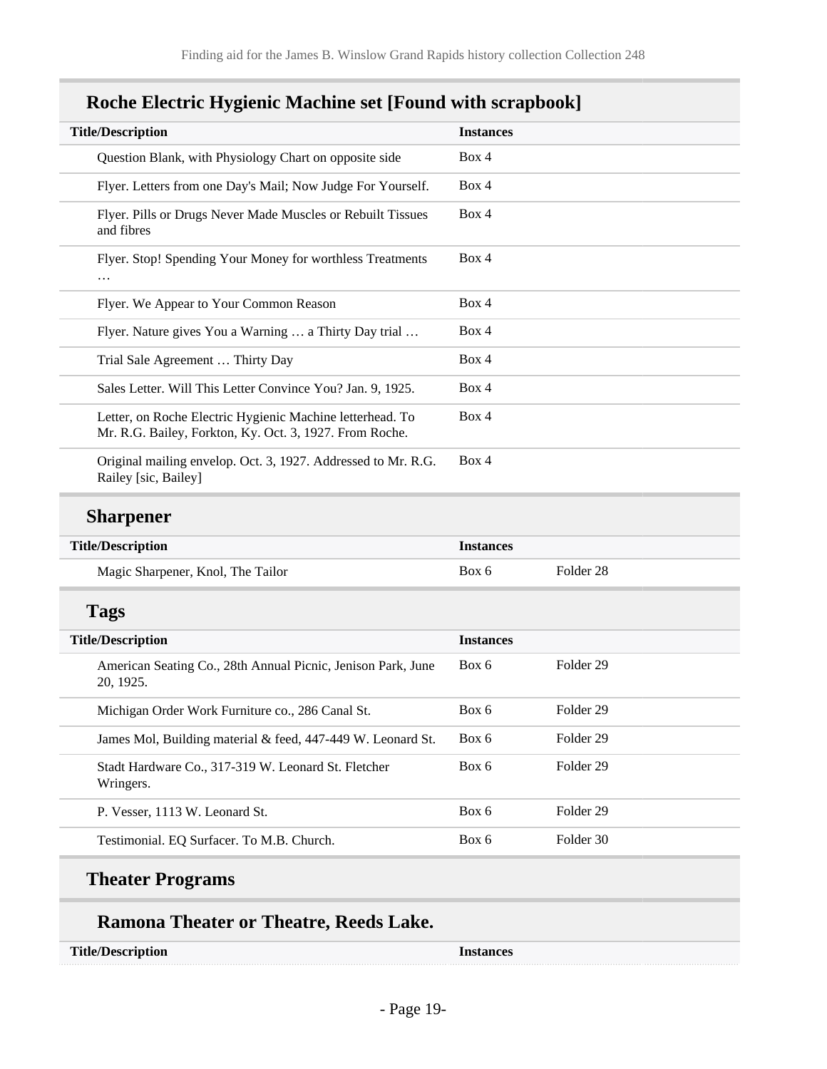## Roche Electric Hygienic Machine set [Found with scrapbook]

| Title/Description | Instances | |
|---|---|---|
| Question Blank, with Physiology Chart on opposite side | Box 4 | |
| Flyer. Letters from one Day's Mail; Now Judge For Yourself. | Box 4 | |
| Flyer. Pills or Drugs Never Made Muscles or Rebuilt Tissues and fibres | Box 4 | |
| Flyer. Stop! Spending Your Money for worthless Treatments … | Box 4 | |
| Flyer. We Appear to Your Common Reason | Box 4 | |
| Flyer. Nature gives You a Warning … a Thirty Day trial … | Box 4 | |
| Trial Sale Agreement … Thirty Day | Box 4 | |
| Sales Letter. Will This Letter Convince You? Jan. 9, 1925. | Box 4 | |
| Letter, on Roche Electric Hygienic Machine letterhead. To Mr. R.G. Bailey, Forkton, Ky. Oct. 3, 1927. From Roche. | Box 4 | |
| Original mailing envelop. Oct. 3, 1927. Addressed to Mr. R.G. Railey [sic, Bailey] | Box 4 | |

## Sharpener

| Title/Description | Instances | |
|---|---|---|
| Magic Sharpener, Knol, The Tailor | Box 6 | Folder 28 |

## Tags

| Title/Description | Instances | |
|---|---|---|
| American Seating Co., 28th Annual Picnic, Jenison Park, June 20, 1925. | Box 6 | Folder 29 |
| Michigan Order Work Furniture co., 286 Canal St. | Box 6 | Folder 29 |
| James Mol, Building material & feed, 447-449 W. Leonard St. | Box 6 | Folder 29 |
| Stadt Hardware Co., 317-319 W. Leonard St. Fletcher Wringers. | Box 6 | Folder 29 |
| P. Vesser, 1113 W. Leonard St. | Box 6 | Folder 29 |
| Testimonial. EQ Surfacer. To M.B. Church. | Box 6 | Folder 30 |

## Theater Programs

### Ramona Theater or Theatre, Reeds Lake.

| Title/Description | Instances |
|---|---|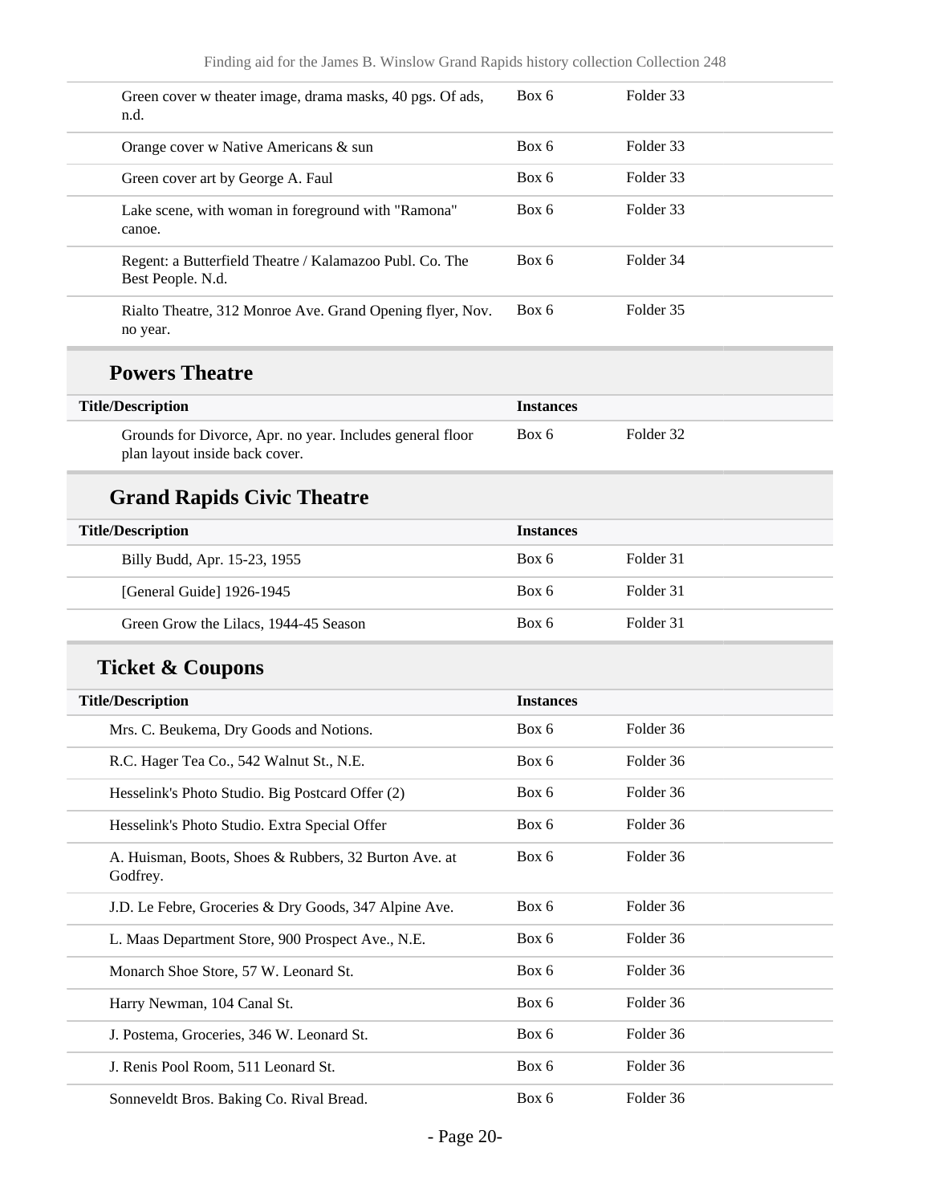| Title/Description | Instances | |
|---|---|---|
| Green cover w theater image, drama masks, 40 pgs. Of ads, n.d. | Box 6 | Folder 33 |
| Orange cover w Native Americans & sun | Box 6 | Folder 33 |
| Green cover art by George A. Faul | Box 6 | Folder 33 |
| Lake scene, with woman in foreground with "Ramona" canoe. | Box 6 | Folder 33 |
| Regent: a Butterfield Theatre / Kalamazoo Publ. Co. The Best People. N.d. | Box 6 | Folder 34 |
| Rialto Theatre, 312 Monroe Ave. Grand Opening flyer, Nov. no year. | Box 6 | Folder 35 |

## Powers Theatre

| Title/Description | Instances | |
|---|---|---|
| Grounds for Divorce, Apr. no year. Includes general floor plan layout inside back cover. | Box 6 | Folder 32 |

## Grand Rapids Civic Theatre

| Title/Description | Instances | |
|---|---|---|
| Billy Budd, Apr. 15-23, 1955 | Box 6 | Folder 31 |
| [General Guide] 1926-1945 | Box 6 | Folder 31 |
| Green Grow the Lilacs, 1944-45 Season | Box 6 | Folder 31 |

## Ticket & Coupons

| Title/Description | Instances | |
|---|---|---|
| Mrs. C. Beukema, Dry Goods and Notions. | Box 6 | Folder 36 |
| R.C. Hager Tea Co., 542 Walnut St., N.E. | Box 6 | Folder 36 |
| Hesselink's Photo Studio. Big Postcard Offer (2) | Box 6 | Folder 36 |
| Hesselink's Photo Studio. Extra Special Offer | Box 6 | Folder 36 |
| A. Huisman, Boots, Shoes & Rubbers, 32 Burton Ave. at Godfrey. | Box 6 | Folder 36 |
| J.D. Le Febre, Groceries & Dry Goods, 347 Alpine Ave. | Box 6 | Folder 36 |
| L. Maas Department Store, 900 Prospect Ave., N.E. | Box 6 | Folder 36 |
| Monarch Shoe Store, 57 W. Leonard St. | Box 6 | Folder 36 |
| Harry Newman, 104 Canal St. | Box 6 | Folder 36 |
| J. Postema, Groceries, 346 W. Leonard St. | Box 6 | Folder 36 |
| J. Renis Pool Room, 511 Leonard St. | Box 6 | Folder 36 |
| Sonneveldt Bros. Baking Co. Rival Bread. | Box 6 | Folder 36 |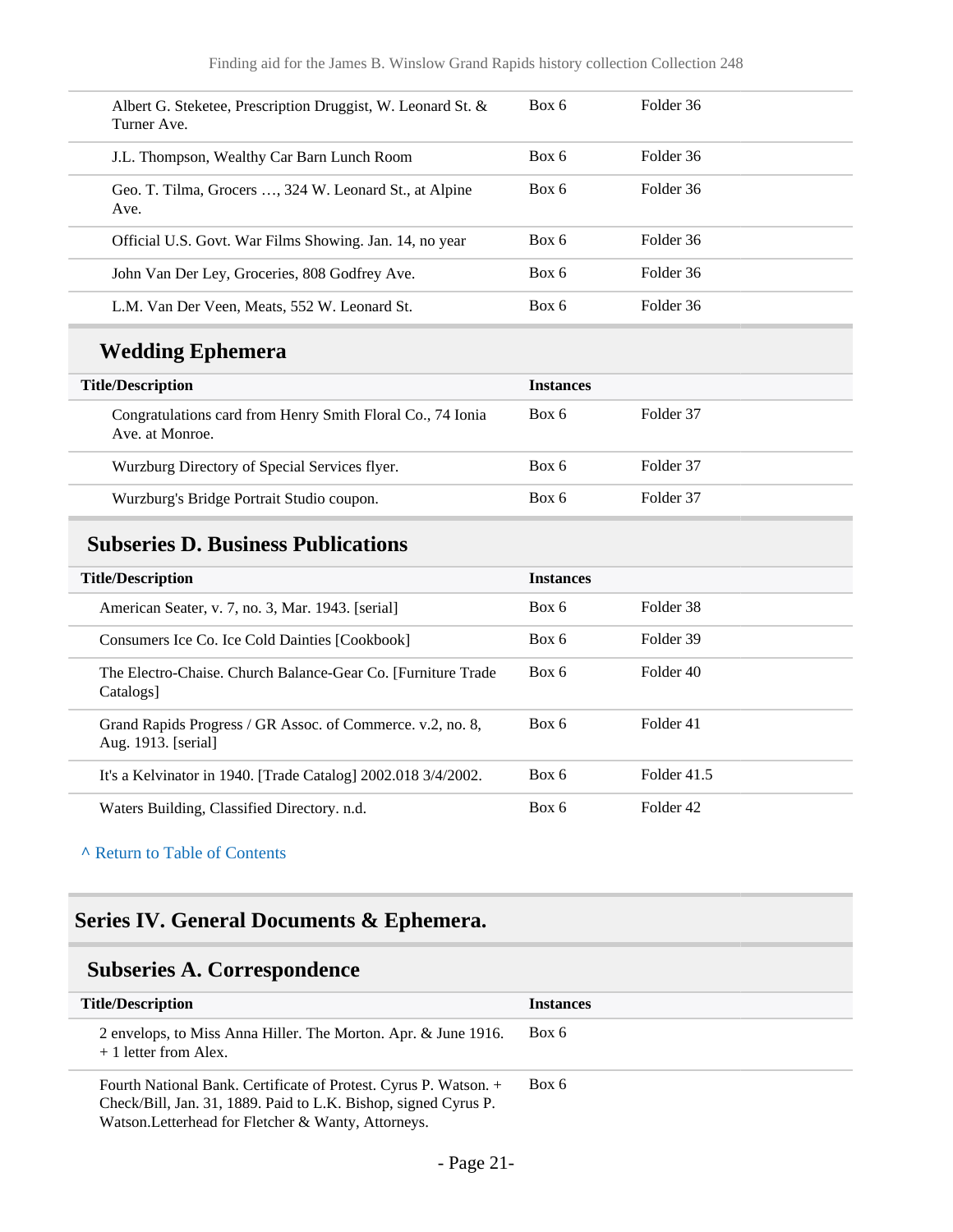| | | |
|---|---|---|
| Albert G. Steketee, Prescription Druggist, W. Leonard St. & Turner Ave. | Box 6 | Folder 36 |
| J.L. Thompson, Wealthy Car Barn Lunch Room | Box 6 | Folder 36 |
| Geo. T. Tilma, Grocers …, 324 W. Leonard St., at Alpine Ave. | Box 6 | Folder 36 |
| Official U.S. Govt. War Films Showing. Jan. 14, no year | Box 6 | Folder 36 |
| John Van Der Ley, Groceries, 808 Godfrey Ave. | Box 6 | Folder 36 |
| L.M. Van Der Veen, Meats, 552 W. Leonard St. | Box 6 | Folder 36 |

### Wedding Ephemera

| Title/Description | Instances | |
|---|---|---|
| Congratulations card from Henry Smith Floral Co., 74 Ionia Ave. at Monroe. | Box 6 | Folder 37 |
| Wurzburg Directory of Special Services flyer. | Box 6 | Folder 37 |
| Wurzburg's Bridge Portrait Studio coupon. | Box 6 | Folder 37 |

### Subseries D. Business Publications

| Title/Description | Instances | |
|---|---|---|
| American Seater, v. 7, no. 3, Mar. 1943. [serial] | Box 6 | Folder 38 |
| Consumers Ice Co. Ice Cold Dainties [Cookbook] | Box 6 | Folder 39 |
| The Electro-Chaise. Church Balance-Gear Co. [Furniture Trade Catalogs] | Box 6 | Folder 40 |
| Grand Rapids Progress / GR Assoc. of Commerce. v.2, no. 8, Aug. 1913. [serial] | Box 6 | Folder 41 |
| It's a Kelvinator in 1940. [Trade Catalog] 2002.018 3/4/2002. | Box 6 | Folder 41.5 |
| Waters Building, Classified Directory. n.d. | Box 6 | Folder 42 |

^ Return to Table of Contents

## Series IV. General Documents & Ephemera.

### Subseries A. Correspondence

| Title/Description | Instances |
|---|---|
| 2 envelops, to Miss Anna Hiller. The Morton. Apr. & June 1916. + 1 letter from Alex. | Box 6 |
| Fourth National Bank. Certificate of Protest. Cyrus P. Watson. + Check/Bill, Jan. 31, 1889. Paid to L.K. Bishop, signed Cyrus P. Watson.Letterhead for Fletcher & Wanty, Attorneys. | Box 6 |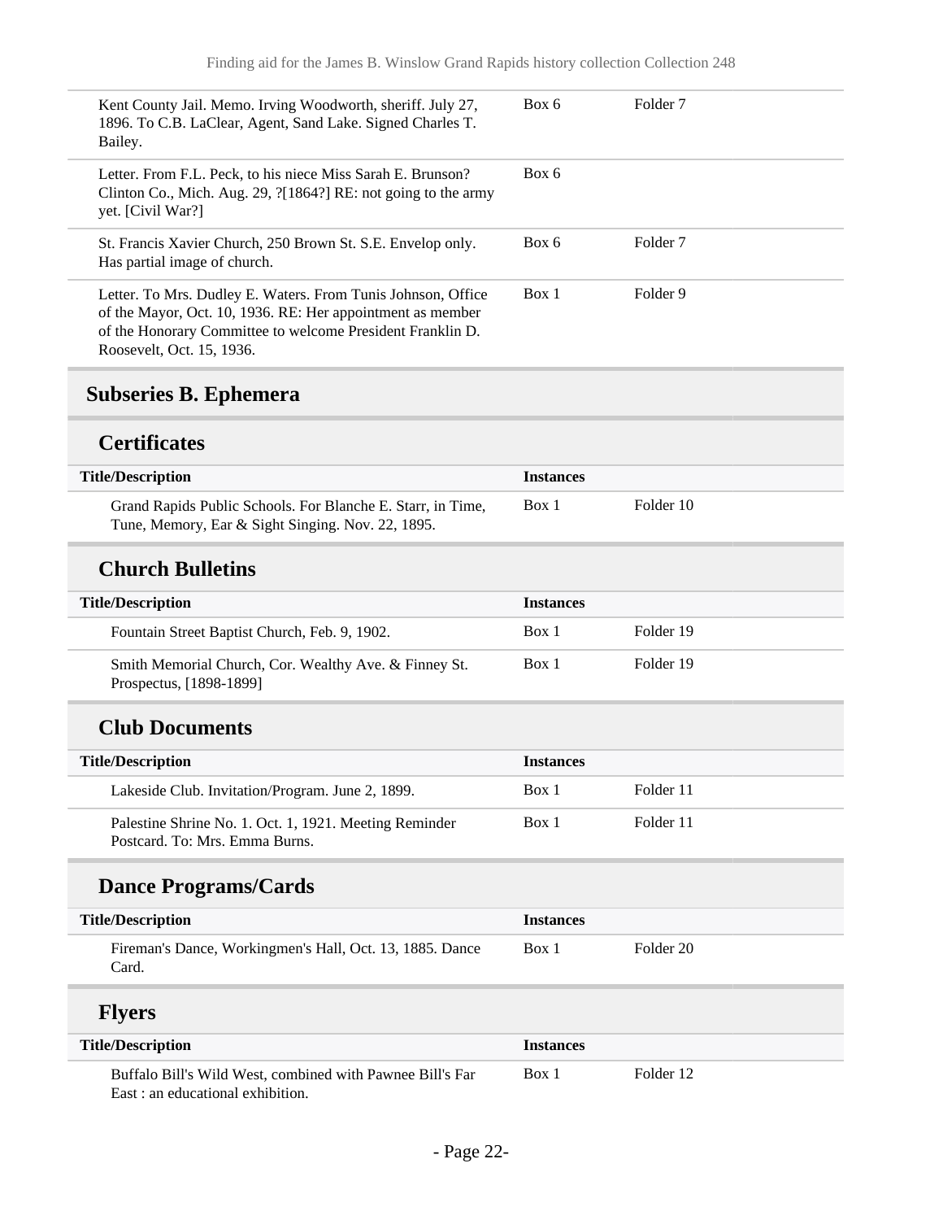| | | |
|---|---|---|
| Kent County Jail. Memo. Irving Woodworth, sheriff. July 27, 1896. To C.B. LaClear, Agent, Sand Lake. Signed Charles T. Bailey. | Box 6 | Folder 7 |
| Letter. From F.L. Peck, to his niece Miss Sarah E. Brunson? Clinton Co., Mich. Aug. 29, ?[1864?] RE: not going to the army yet. [Civil War?] | Box 6 | |
| St. Francis Xavier Church, 250 Brown St. S.E. Envelop only. Has partial image of church. | Box 6 | Folder 7 |
| Letter. To Mrs. Dudley E. Waters. From Tunis Johnson, Office of the Mayor, Oct. 10, 1936. RE: Her appointment as member of the Honorary Committee to welcome President Franklin D. Roosevelt, Oct. 15, 1936. | Box 1 | Folder 9 |

## Subseries B. Ephemera

### Certificates

| Title/Description | Instances | |
|---|---|---|
| Grand Rapids Public Schools. For Blanche E. Starr, in Time, Tune, Memory, Ear & Sight Singing. Nov. 22, 1895. | Box 1 | Folder 10 |

### Church Bulletins

| Title/Description | Instances | |
|---|---|---|
| Fountain Street Baptist Church, Feb. 9, 1902. | Box 1 | Folder 19 |
| Smith Memorial Church, Cor. Wealthy Ave. & Finney St. Prospectus, [1898-1899] | Box 1 | Folder 19 |

### Club Documents

| Title/Description | Instances | |
|---|---|---|
| Lakeside Club. Invitation/Program. June 2, 1899. | Box 1 | Folder 11 |
| Palestine Shrine No. 1. Oct. 1, 1921. Meeting Reminder Postcard. To: Mrs. Emma Burns. | Box 1 | Folder 11 |

### Dance Programs/Cards

| Title/Description | Instances | |
|---|---|---|
| Fireman's Dance, Workingmen's Hall, Oct. 13, 1885. Dance Card. | Box 1 | Folder 20 |

### Flyers

| Title/Description | Instances | |
|---|---|---|
| Buffalo Bill's Wild West, combined with Pawnee Bill's Far East : an educational exhibition. | Box 1 | Folder 12 |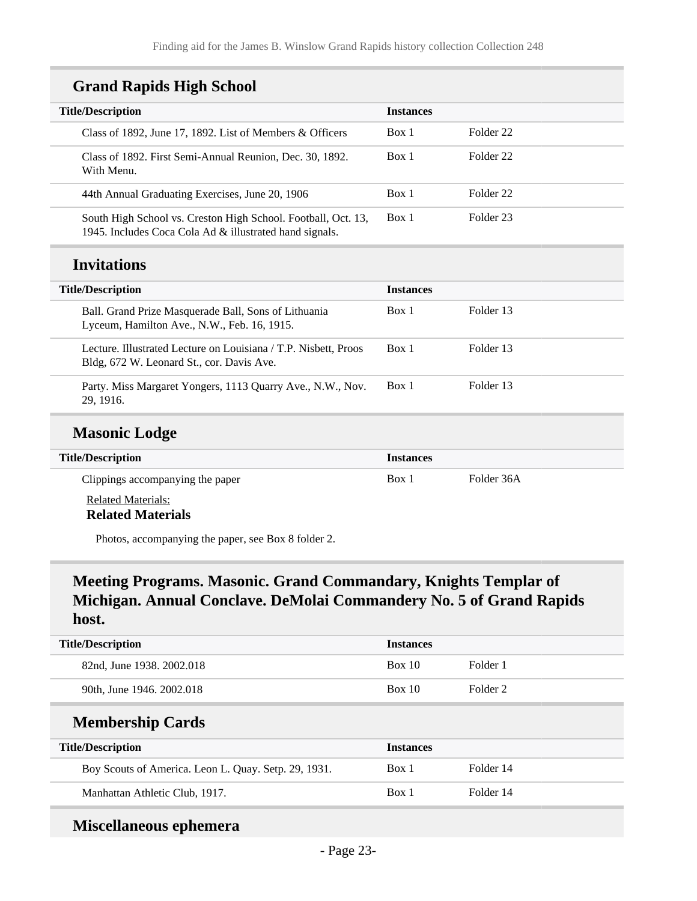## Grand Rapids High School

| Title/Description | Instances | |
|---|---|---|
| Class of 1892, June 17, 1892. List of Members & Officers | Box 1 | Folder 22 |
| Class of 1892. First Semi-Annual Reunion, Dec. 30, 1892. With Menu. | Box 1 | Folder 22 |
| 44th Annual Graduating Exercises, June 20, 1906 | Box 1 | Folder 22 |
| South High School vs. Creston High School. Football, Oct. 13, 1945. Includes Coca Cola Ad & illustrated hand signals. | Box 1 | Folder 23 |

## Invitations

| Title/Description | Instances | |
|---|---|---|
| Ball. Grand Prize Masquerade Ball, Sons of Lithuania Lyceum, Hamilton Ave., N.W., Feb. 16, 1915. | Box 1 | Folder 13 |
| Lecture. Illustrated Lecture on Louisiana / T.P. Nisbett, Proos Bldg, 672 W. Leonard St., cor. Davis Ave. | Box 1 | Folder 13 |
| Party. Miss Margaret Yongers, 1113 Quarry Ave., N.W., Nov. 29, 1916. | Box 1 | Folder 13 |

## Masonic Lodge

| Title/Description | Instances | |
|---|---|---|
| Clippings accompanying the paper | Box 1 | Folder 36A |

Related Materials:

**Related Materials**

Photos, accompanying the paper, see Box 8 folder 2.

## Meeting Programs. Masonic. Grand Commandary, Knights Templar of Michigan. Annual Conclave. DeMolai Commandery No. 5 of Grand Rapids host.

| Title/Description | Instances | |
|---|---|---|
| 82nd, June 1938. 2002.018 | Box 10 | Folder 1 |
| 90th, June 1946. 2002.018 | Box 10 | Folder 2 |

## Membership Cards

| Title/Description | Instances | |
|---|---|---|
| Boy Scouts of America. Leon L. Quay. Setp. 29, 1931. | Box 1 | Folder 14 |
| Manhattan Athletic Club, 1917. | Box 1 | Folder 14 |

## Miscellaneous ephemera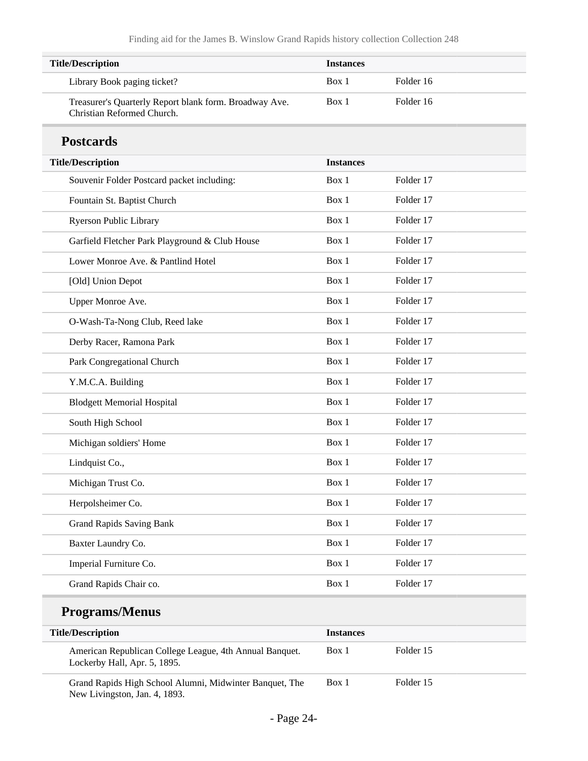| Title/Description | Instances | |
|---|---|---|
| Library Book paging ticket? | Box 1 | Folder 16 |
| Treasurer's Quarterly Report blank form. Broadway Ave. Christian Reformed Church. | Box 1 | Folder 16 |

## Postcards

| Title/Description | Instances | |
|---|---|---|
| Souvenir Folder Postcard packet including: | Box 1 | Folder 17 |
| Fountain St. Baptist Church | Box 1 | Folder 17 |
| Ryerson Public Library | Box 1 | Folder 17 |
| Garfield Fletcher Park Playground & Club House | Box 1 | Folder 17 |
| Lower Monroe Ave. & Pantlind Hotel | Box 1 | Folder 17 |
| [Old] Union Depot | Box 1 | Folder 17 |
| Upper Monroe Ave. | Box 1 | Folder 17 |
| O-Wash-Ta-Nong Club, Reed lake | Box 1 | Folder 17 |
| Derby Racer, Ramona Park | Box 1 | Folder 17 |
| Park Congregational Church | Box 1 | Folder 17 |
| Y.M.C.A. Building | Box 1 | Folder 17 |
| Blodgett Memorial Hospital | Box 1 | Folder 17 |
| South High School | Box 1 | Folder 17 |
| Michigan soldiers' Home | Box 1 | Folder 17 |
| Lindquist Co., | Box 1 | Folder 17 |
| Michigan Trust Co. | Box 1 | Folder 17 |
| Herpolsheimer Co. | Box 1 | Folder 17 |
| Grand Rapids Saving Bank | Box 1 | Folder 17 |
| Baxter Laundry Co. | Box 1 | Folder 17 |
| Imperial Furniture Co. | Box 1 | Folder 17 |
| Grand Rapids Chair co. | Box 1 | Folder 17 |

## Programs/Menus

| Title/Description | Instances | |
|---|---|---|
| American Republican College League, 4th Annual Banquet. Lockerby Hall, Apr. 5, 1895. | Box 1 | Folder 15 |
| Grand Rapids High School Alumni, Midwinter Banquet, The New Livingston, Jan. 4, 1893. | Box 1 | Folder 15 |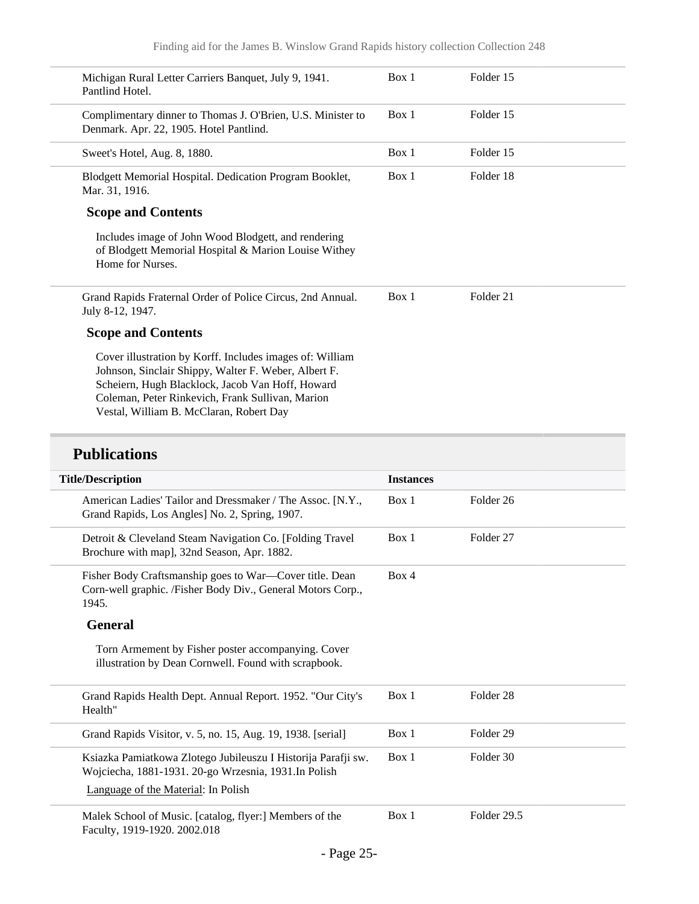| | | |
|---|---|---|
| Michigan Rural Letter Carriers Banquet, July 9, 1941. Pantlind Hotel. | Box 1 | Folder 15 |
| Complimentary dinner to Thomas J. O'Brien, U.S. Minister to Denmark. Apr. 22, 1905. Hotel Pantlind. | Box 1 | Folder 15 |
| Sweet's Hotel, Aug. 8, 1880. | Box 1 | Folder 15 |
| Blodgett Memorial Hospital. Dedication Program Booklet, Mar. 31, 1916. | Box 1 | Folder 18 |

**Scope and Contents**

Includes image of John Wood Blodgett, and rendering of Blodgett Memorial Hospital & Marion Louise Withey Home for Nurses.

| | | |
|---|---|---|
| Grand Rapids Fraternal Order of Police Circus, 2nd Annual. July 8-12, 1947. | Box 1 | Folder 21 |

**Scope and Contents**

Cover illustration by Korff. Includes images of: William Johnson, Sinclair Shippy, Walter F. Weber, Albert F. Scheiern, Hugh Blacklock, Jacob Van Hoff, Howard Coleman, Peter Rinkevich, Frank Sullivan, Marion Vestal, William B. McClaran, Robert Day

## Publications

| Title/Description | Instances | |
|---|---|---|
| American Ladies' Tailor and Dressmaker / The Assoc. [N.Y., Grand Rapids, Los Angles] No. 2, Spring, 1907. | Box 1 | Folder 26 |
| Detroit & Cleveland Steam Navigation Co. [Folding Travel Brochure with map], 32nd Season, Apr. 1882. | Box 1 | Folder 27 |
| Fisher Body Craftsmanship goes to War—Cover title. Dean Corn-well graphic. /Fisher Body Div., General Motors Corp., 1945. | Box 4 | |

**General**

Torn Armement by Fisher poster accompanying. Cover illustration by Dean Cornwell. Found with scrapbook.

| | | |
|---|---|---|
| Grand Rapids Health Dept. Annual Report. 1952. "Our City's Health" | Box 1 | Folder 28 |
| Grand Rapids Visitor, v. 5, no. 15, Aug. 19, 1938. [serial] | Box 1 | Folder 29 |
| Ksiazka Pamiatkowa Zlotego Jubileuszu I Historija Parafji sw. Wojciecha, 1881-1931. 20-go Wrzesnia, 1931.In Polish<br>Language of the Material: In Polish | Box 1 | Folder 30 |
| Malek School of Music. [catalog, flyer:] Members of the Faculty, 1919-1920. 2002.018 | Box 1 | Folder 29.5 |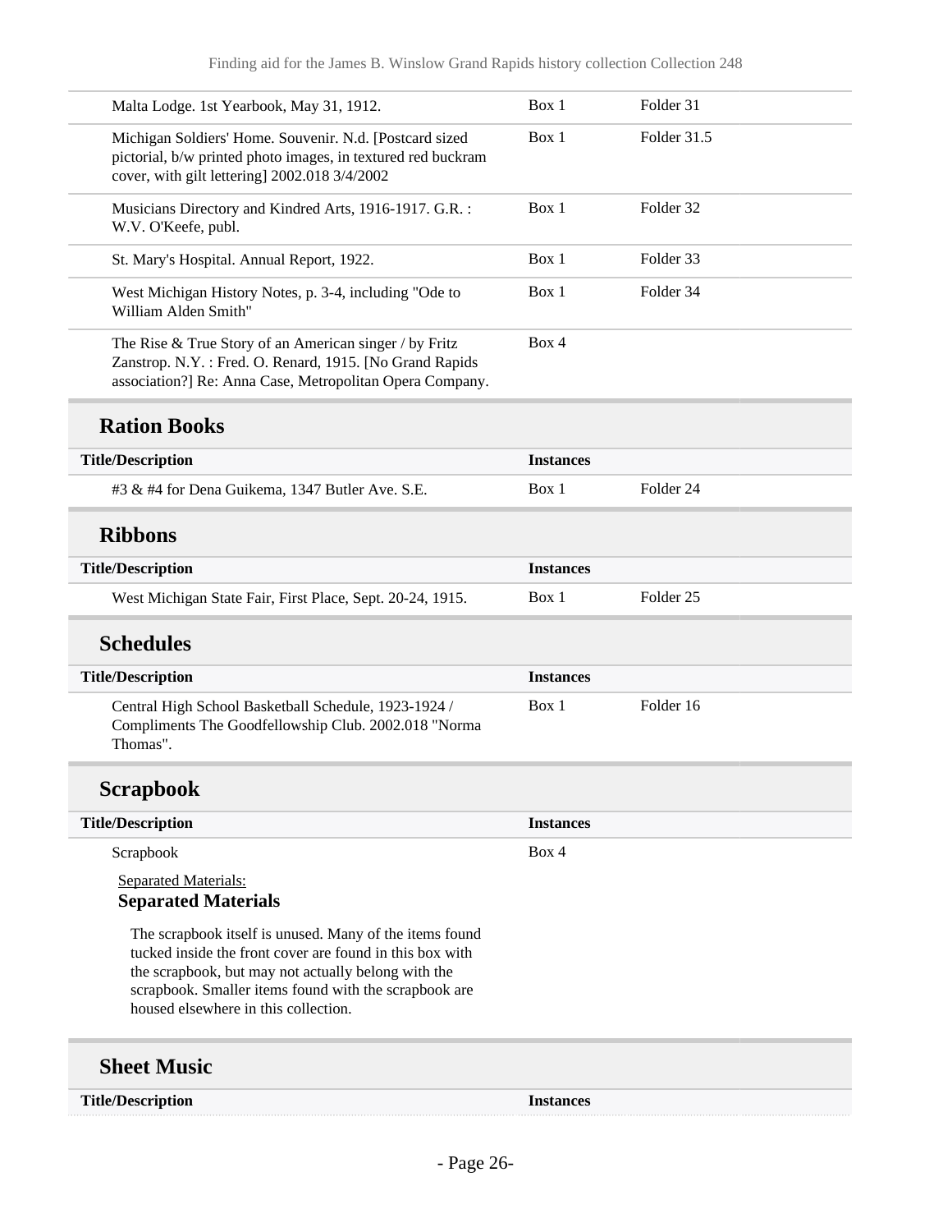| Title/Description | Instances | |
|---|---|---|
| Malta Lodge. 1st Yearbook, May 31, 1912. | Box 1 | Folder 31 |
| Michigan Soldiers' Home. Souvenir. N.d. [Postcard sized pictorial, b/w printed photo images, in textured red buckram cover, with gilt lettering] 2002.018 3/4/2002 | Box 1 | Folder 31.5 |
| Musicians Directory and Kindred Arts, 1916-1917. G.R. : W.V. O'Keefe, publ. | Box 1 | Folder 32 |
| St. Mary's Hospital. Annual Report, 1922. | Box 1 | Folder 33 |
| West Michigan History Notes, p. 3-4, including "Ode to William Alden Smith" | Box 1 | Folder 34 |
| The Rise & True Story of an American singer / by Fritz Zanstrop. N.Y. : Fred. O. Renard, 1915. [No Grand Rapids association?] Re: Anna Case, Metropolitan Opera Company. | Box 4 | |

## Ration Books

| Title/Description | Instances | |
|---|---|---|
| #3 & #4 for Dena Guikema, 1347 Butler Ave. S.E. | Box 1 | Folder 24 |

## Ribbons

| Title/Description | Instances | |
|---|---|---|
| West Michigan State Fair, First Place, Sept. 20-24, 1915. | Box 1 | Folder 25 |

## Schedules

| Title/Description | Instances | |
|---|---|---|
| Central High School Basketball Schedule, 1923-1924 / Compliments The Goodfellowship Club. 2002.018 "Norma Thomas". | Box 1 | Folder 16 |

## Scrapbook

| Title/Description | Instances |
|---|---|
| Scrapbook | Box 4 |

Separated Materials:

**Separated Materials**

The scrapbook itself is unused. Many of the items found tucked inside the front cover are found in this box with the scrapbook, but may not actually belong with the scrapbook. Smaller items found with the scrapbook are housed elsewhere in this collection.

## Sheet Music

| Title/Description | Instances |
|---|---|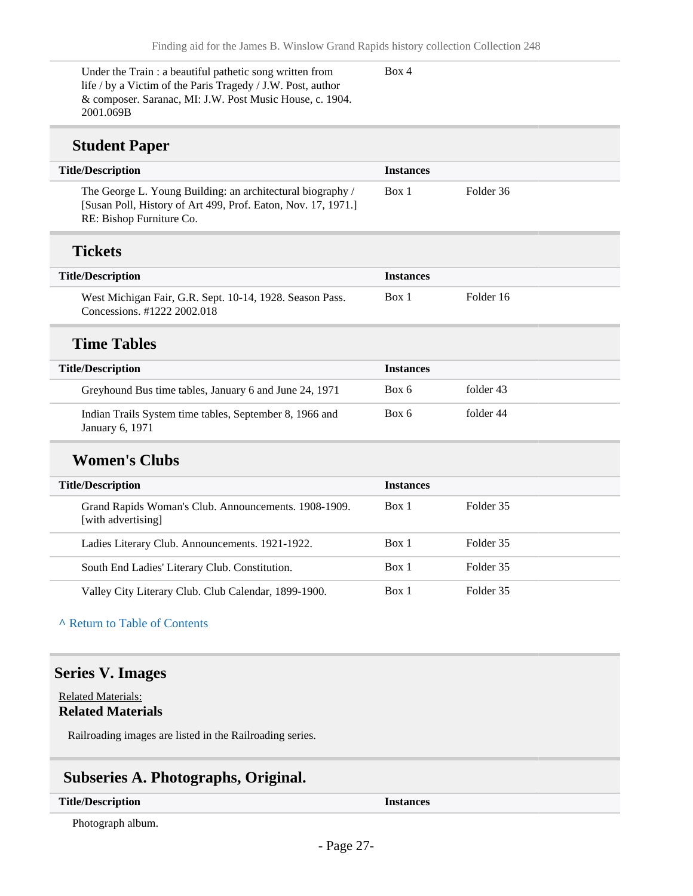| Title/Description | Instances | |
|---|---|---|
| Under the Train : a beautiful pathetic song written from life / by a Victim of the Paris Tragedy / J.W. Post, author & composer. Saranac, MI: J.W. Post Music House, c. 1904. 2001.069B | Box 4 | |

### Student Paper

| Title/Description | Instances | |
|---|---|---|
| The George L. Young Building: an architectural biography / [Susan Poll, History of Art 499, Prof. Eaton, Nov. 17, 1971.] RE: Bishop Furniture Co. | Box 1 | Folder 36 |

### Tickets

| Title/Description | Instances | |
|---|---|---|
| West Michigan Fair, G.R. Sept. 10-14, 1928. Season Pass. Concessions. #1222 2002.018 | Box 1 | Folder 16 |

### Time Tables

| Title/Description | Instances | |
|---|---|---|
| Greyhound Bus time tables, January 6 and June 24, 1971 | Box 6 | folder 43 |
| Indian Trails System time tables, September 8, 1966 and January 6, 1971 | Box 6 | folder 44 |

### Women's Clubs

| Title/Description | Instances | |
|---|---|---|
| Grand Rapids Woman's Club. Announcements. 1908-1909. [with advertising] | Box 1 | Folder 35 |
| Ladies Literary Club. Announcements. 1921-1922. | Box 1 | Folder 35 |
| South End Ladies' Literary Club. Constitution. | Box 1 | Folder 35 |
| Valley City Literary Club. Club Calendar, 1899-1900. | Box 1 | Folder 35 |

^ Return to Table of Contents

## Series V. Images

Related Materials:

**Related Materials**

Railroading images are listed in the Railroading series.

### Subseries A. Photographs, Original.

| Title/Description | Instances |
|---|---|

Photograph album.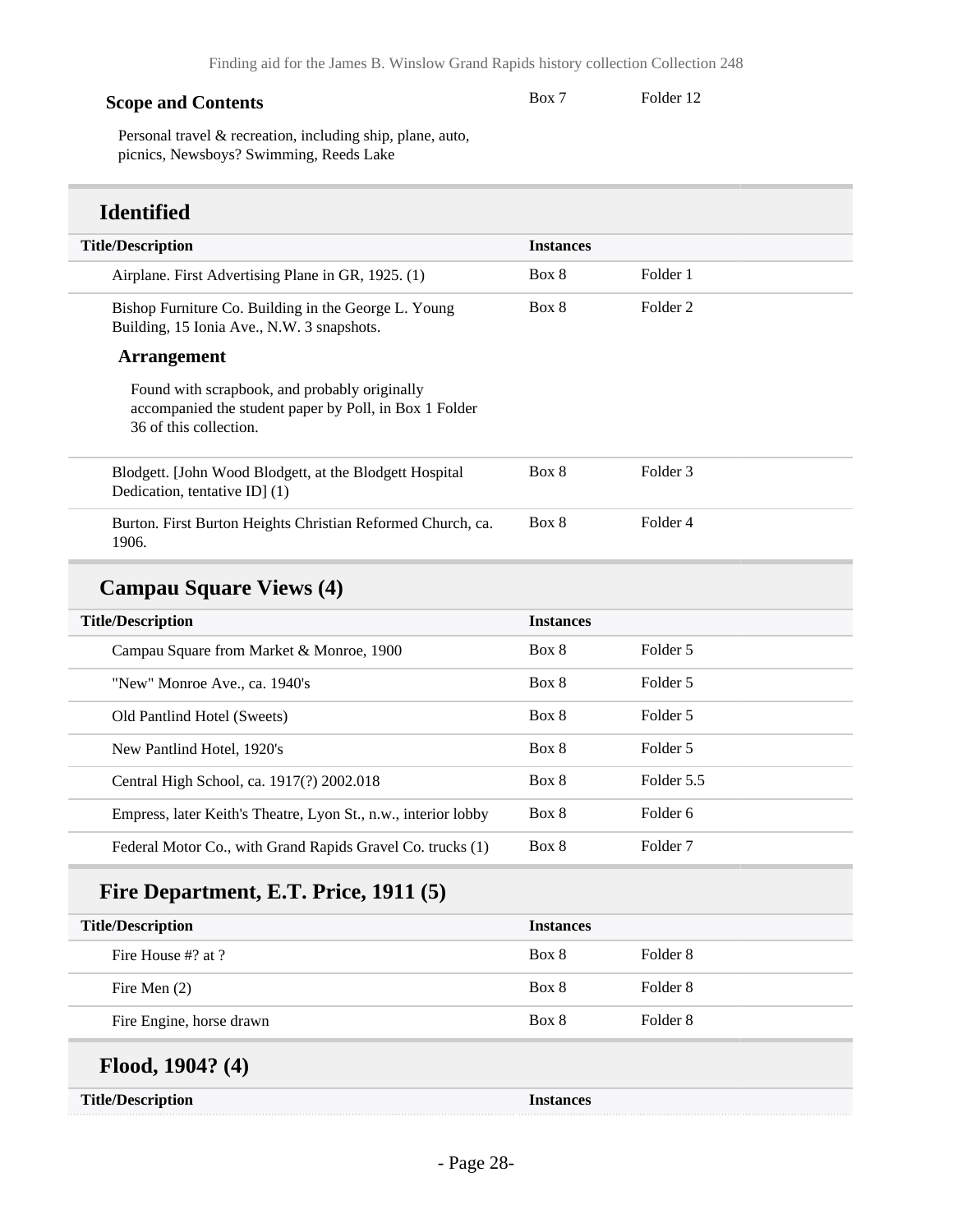**Scope and Contents**

Box 7 Folder 12

Personal travel & recreation, including ship, plane, auto, picnics, Newsboys? Swimming, Reeds Lake

## Identified

| Title/Description | Instances | |
|---|---|---|
| Airplane. First Advertising Plane in GR, 1925. (1) | Box 8 | Folder 1 |
| Bishop Furniture Co. Building in the George L. Young Building, 15 Ionia Ave., N.W. 3 snapshots. | Box 8 | Folder 2 |

**Arrangement**

Found with scrapbook, and probably originally accompanied the student paper by Poll, in Box 1 Folder 36 of this collection.

| Title/Description | Instances | |
|---|---|---|
| Blodgett. [John Wood Blodgett, at the Blodgett Hospital Dedication, tentative ID] (1) | Box 8 | Folder 3 |
| Burton. First Burton Heights Christian Reformed Church, ca. 1906. | Box 8 | Folder 4 |

## Campau Square Views (4)

| Title/Description | Instances | |
|---|---|---|
| Campau Square from Market & Monroe, 1900 | Box 8 | Folder 5 |
| "New" Monroe Ave., ca. 1940's | Box 8 | Folder 5 |
| Old Pantlind Hotel (Sweets) | Box 8 | Folder 5 |
| New Pantlind Hotel, 1920's | Box 8 | Folder 5 |
| Central High School, ca. 1917(?) 2002.018 | Box 8 | Folder 5.5 |
| Empress, later Keith's Theatre, Lyon St., n.w., interior lobby | Box 8 | Folder 6 |
| Federal Motor Co., with Grand Rapids Gravel Co. trucks (1) | Box 8 | Folder 7 |

## Fire Department, E.T. Price, 1911 (5)

| Title/Description | Instances | |
|---|---|---|
| Fire House #? at ? | Box 8 | Folder 8 |
| Fire Men (2) | Box 8 | Folder 8 |
| Fire Engine, horse drawn | Box 8 | Folder 8 |

## Flood, 1904? (4)

| Title/Description | Instances | |
|---|---|---|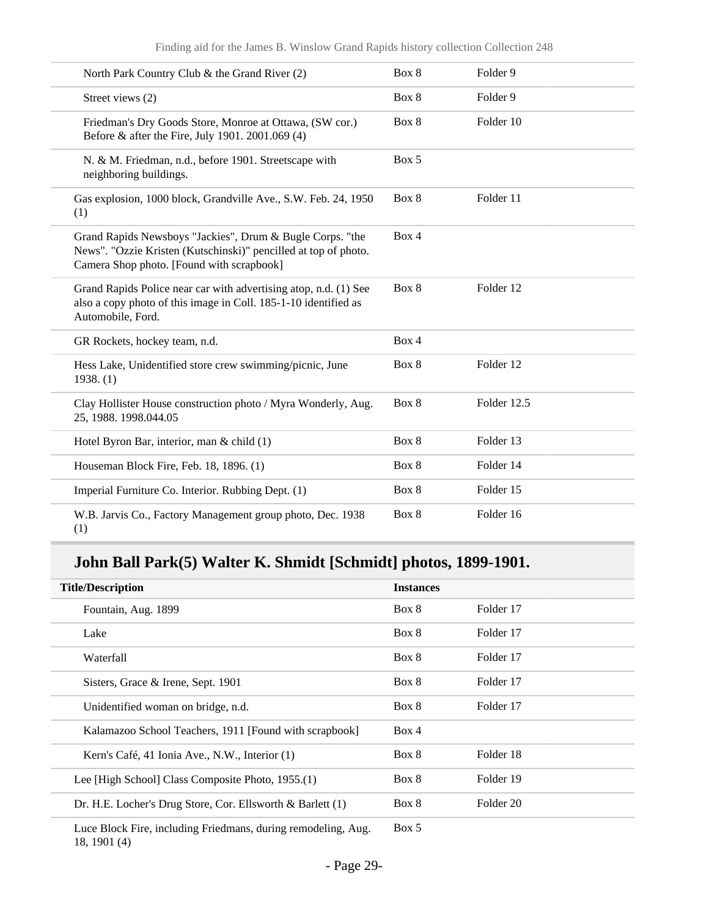| | | |
|---|---|---|
| North Park Country Club & the Grand River (2) | Box 8 | Folder 9 |
| Street views (2) | Box 8 | Folder 9 |
| Friedman's Dry Goods Store, Monroe at Ottawa, (SW cor.) Before & after the Fire, July 1901. 2001.069 (4) | Box 8 | Folder 10 |
| N. & M. Friedman, n.d., before 1901. Streetscape with neighboring buildings. | Box 5 | |
| Gas explosion, 1000 block, Grandville Ave., S.W. Feb. 24, 1950 (1) | Box 8 | Folder 11 |
| Grand Rapids Newsboys "Jackies", Drum & Bugle Corps. "the News". "Ozzie Kristen (Kutschinski)" pencilled at top of photo. Camera Shop photo. [Found with scrapbook] | Box 4 | |
| Grand Rapids Police near car with advertising atop, n.d. (1) See also a copy photo of this image in Coll. 185-1-10 identified as Automobile, Ford. | Box 8 | Folder 12 |
| GR Rockets, hockey team, n.d. | Box 4 | |
| Hess Lake, Unidentified store crew swimming/picnic, June 1938. (1) | Box 8 | Folder 12 |
| Clay Hollister House construction photo / Myra Wonderly, Aug. 25, 1988. 1998.044.05 | Box 8 | Folder 12.5 |
| Hotel Byron Bar, interior, man & child (1) | Box 8 | Folder 13 |
| Houseman Block Fire, Feb. 18, 1896. (1) | Box 8 | Folder 14 |
| Imperial Furniture Co. Interior. Rubbing Dept. (1) | Box 8 | Folder 15 |
| W.B. Jarvis Co., Factory Management group photo, Dec. 1938 (1) | Box 8 | Folder 16 |

## John Ball Park(5) Walter K. Shmidt [Schmidt] photos, 1899-1901.

| Title/Description | Instances | |
|---|---|---|
| Fountain, Aug. 1899 | Box 8 | Folder 17 |
| Lake | Box 8 | Folder 17 |
| Waterfall | Box 8 | Folder 17 |
| Sisters, Grace & Irene, Sept. 1901 | Box 8 | Folder 17 |
| Unidentified woman on bridge, n.d. | Box 8 | Folder 17 |
| Kalamazoo School Teachers, 1911 [Found with scrapbook] | Box 4 | |
| Kern's Café, 41 Ionia Ave., N.W., Interior (1) | Box 8 | Folder 18 |
| Lee [High School] Class Composite Photo, 1955.(1) | Box 8 | Folder 19 |
| Dr. H.E. Locher's Drug Store, Cor. Ellsworth & Barlett (1) | Box 8 | Folder 20 |
| Luce Block Fire, including Friedmans, during remodeling, Aug. 18, 1901 (4) | Box 5 | |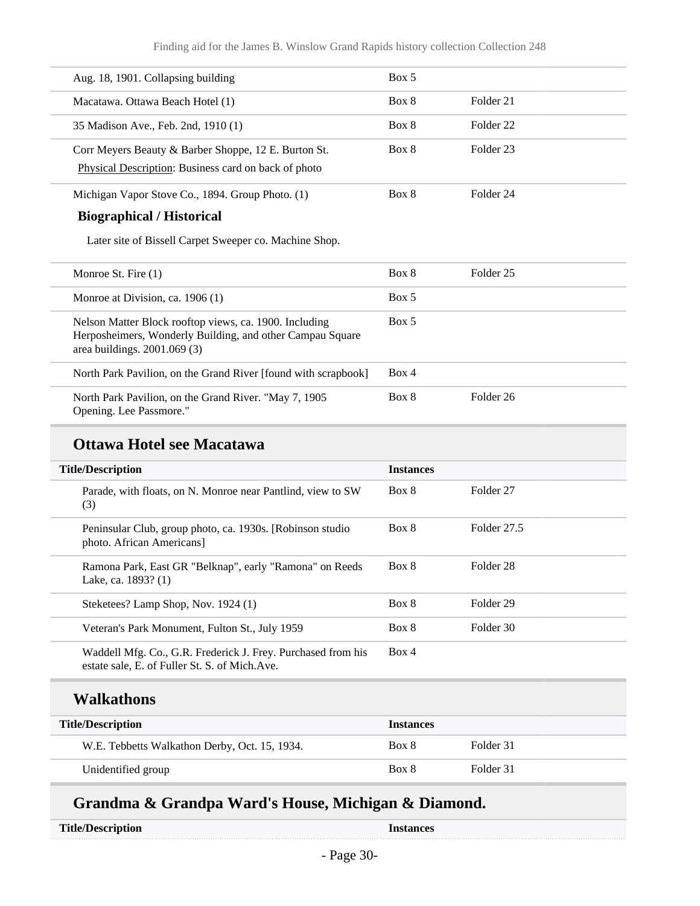| | | |
|---|---|---|
| Aug. 18, 1901. Collapsing building | Box 5 | |
| Macatawa. Ottawa Beach Hotel (1) | Box 8 | Folder 21 |
| 35 Madison Ave., Feb. 2nd, 1910 (1) | Box 8 | Folder 22 |
| Corr Meyers Beauty & Barber Shoppe, 12 E. Burton St.<br>Physical Description: Business card on back of photo | Box 8 | Folder 23 |
| Michigan Vapor Stove Co., 1894. Group Photo. (1)<br>**Biographical / Historical**<br>Later site of Bissell Carpet Sweeper co. Machine Shop. | Box 8 | Folder 24 |
| Monroe St. Fire (1) | Box 8 | Folder 25 |
| Monroe at Division, ca. 1906 (1) | Box 5 | |
| Nelson Matter Block rooftop views, ca. 1900. Including Herposheimers, Wonderly Building, and other Campau Square area buildings. 2001.069 (3) | Box 5 | |
| North Park Pavilion, on the Grand River [found with scrapbook] | Box 4 | |
| North Park Pavilion, on the Grand River. "May 7, 1905 Opening. Lee Passmore." | Box 8 | Folder 26 |

## Ottawa Hotel see Macatawa

| Title/Description | Instances | |
|---|---|---|
| Parade, with floats, on N. Monroe near Pantlind, view to SW (3) | Box 8 | Folder 27 |
| Peninsular Club, group photo, ca. 1930s. [Robinson studio photo. African Americans] | Box 8 | Folder 27.5 |
| Ramona Park, East GR "Belknap", early "Ramona" on Reeds Lake, ca. 1893? (1) | Box 8 | Folder 28 |
| Steketees? Lamp Shop, Nov. 1924 (1) | Box 8 | Folder 29 |
| Veteran's Park Monument, Fulton St., July 1959 | Box 8 | Folder 30 |
| Waddell Mfg. Co., G.R. Frederick J. Frey. Purchased from his estate sale, E. of Fuller St. S. of Mich.Ave. | Box 4 | |

## Walkathons

| Title/Description | Instances | |
|---|---|---|
| W.E. Tebbetts Walkathon Derby, Oct. 15, 1934. | Box 8 | Folder 31 |
| Unidentified group | Box 8 | Folder 31 |

## Grandma & Grandpa Ward's House, Michigan & Diamond.

| Title/Description | Instances |
|---|---|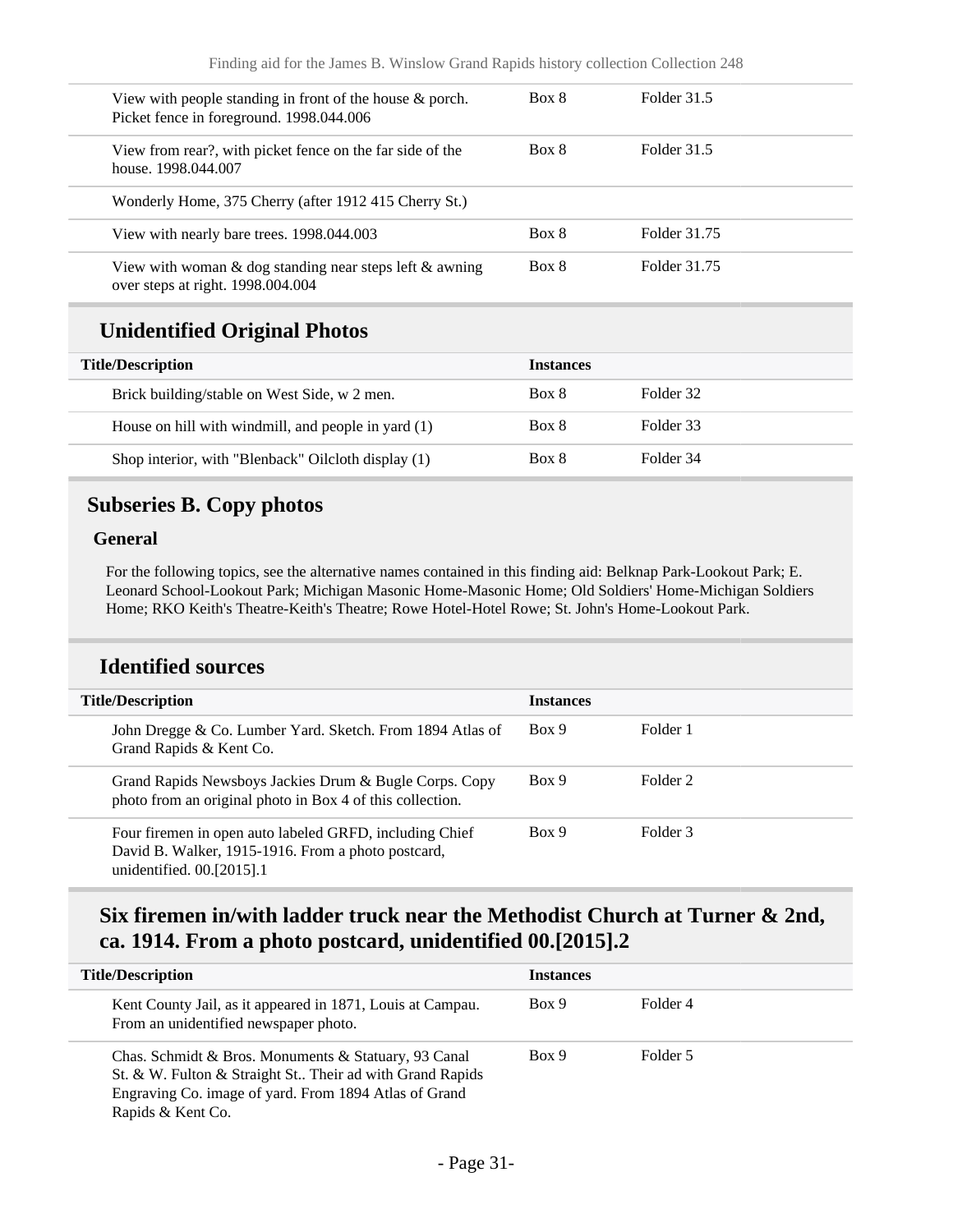| Title/Description | Instances | |
|---|---|---|
| View with people standing in front of the house & porch. Picket fence in foreground. 1998.044.006 | Box 8 | Folder 31.5 |
| View from rear?, with picket fence on the far side of the house. 1998.044.007 | Box 8 | Folder 31.5 |
| Wonderly Home, 375 Cherry (after 1912 415 Cherry St.) | | |
| View with nearly bare trees. 1998.044.003 | Box 8 | Folder 31.75 |
| View with woman & dog standing near steps left & awning over steps at right. 1998.004.004 | Box 8 | Folder 31.75 |

### Unidentified Original Photos

| Title/Description | Instances | |
|---|---|---|
| Brick building/stable on West Side, w 2 men. | Box 8 | Folder 32 |
| House on hill with windmill, and people in yard (1) | Box 8 | Folder 33 |
| Shop interior, with "Blenback" Oilcloth display (1) | Box 8 | Folder 34 |

## Subseries B. Copy photos

#### General

For the following topics, see the alternative names contained in this finding aid: Belknap Park-Lookout Park; E. Leonard School-Lookout Park; Michigan Masonic Home-Masonic Home; Old Soldiers' Home-Michigan Soldiers Home; RKO Keith's Theatre-Keith's Theatre; Rowe Hotel-Hotel Rowe; St. John's Home-Lookout Park.

### Identified sources

| Title/Description | Instances | |
|---|---|---|
| John Dregge & Co. Lumber Yard. Sketch. From 1894 Atlas of Grand Rapids & Kent Co. | Box 9 | Folder 1 |
| Grand Rapids Newsboys Jackies Drum & Bugle Corps. Copy photo from an original photo in Box 4 of this collection. | Box 9 | Folder 2 |
| Four firemen in open auto labeled GRFD, including Chief David B. Walker, 1915-1916. From a photo postcard, unidentified. 00.[2015].1 | Box 9 | Folder 3 |

### Six firemen in/with ladder truck near the Methodist Church at Turner & 2nd, ca. 1914. From a photo postcard, unidentified 00.[2015].2

| Title/Description | Instances | |
|---|---|---|
| Kent County Jail, as it appeared in 1871, Louis at Campau. From an unidentified newspaper photo. | Box 9 | Folder 4 |
| Chas. Schmidt & Bros. Monuments & Statuary, 93 Canal St. & W. Fulton & Straight St.. Their ad with Grand Rapids Engraving Co. image of yard. From 1894 Atlas of Grand Rapids & Kent Co. | Box 9 | Folder 5 |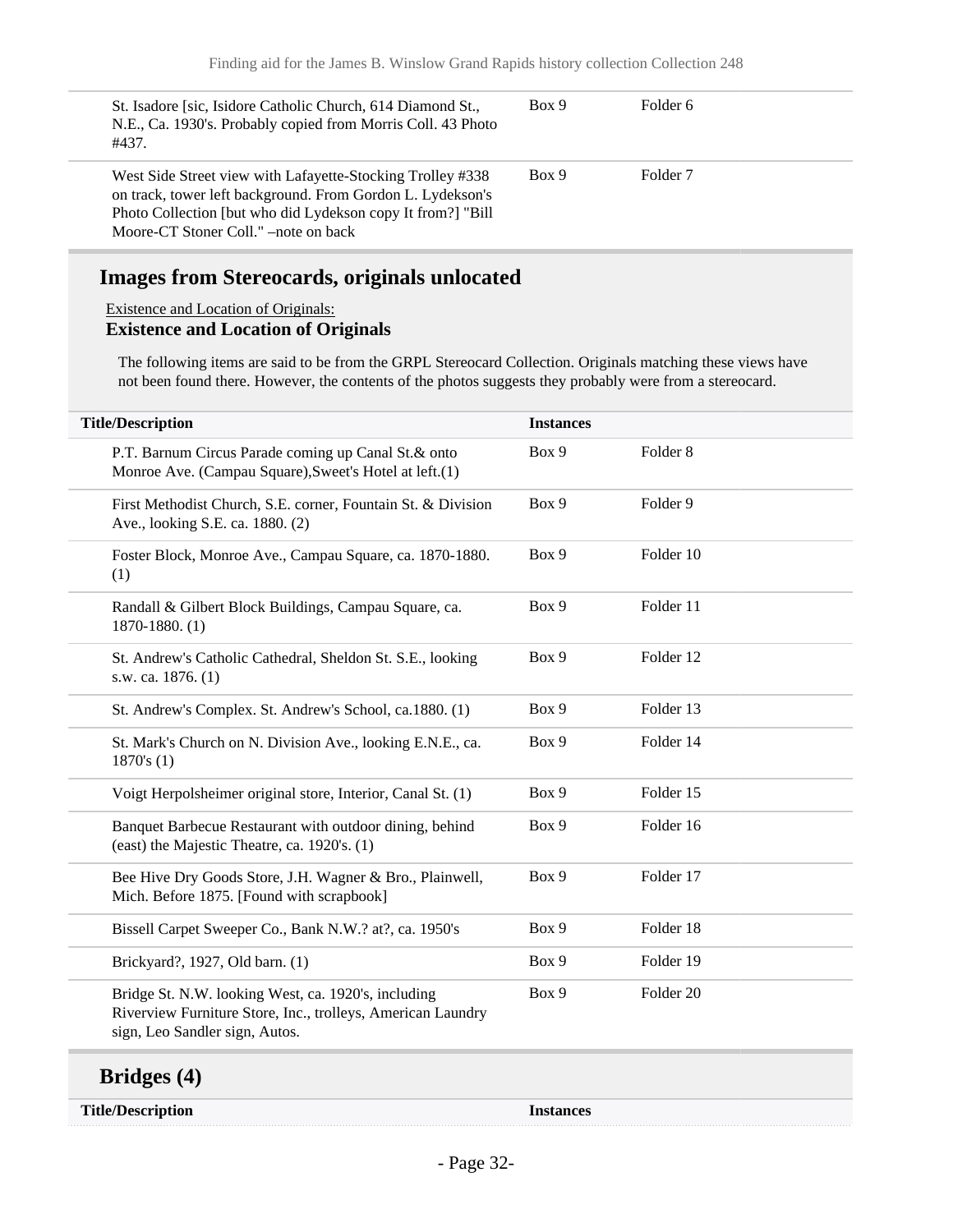| | | |
|---|---|---|
| St. Isadore [sic, Isidore Catholic Church, 614 Diamond St., N.E., Ca. 1930's. Probably copied from Morris Coll. 43 Photo #437. | Box 9 | Folder 6 |
| West Side Street view with Lafayette-Stocking Trolley #338 on track, tower left background. From Gordon L. Lydekson's Photo Collection [but who did Lydekson copy It from?] "Bill Moore-CT Stoner Coll." –note on back | Box 9 | Folder 7 |

## Images from Stereocards, originals unlocated

Existence and Location of Originals:

**Existence and Location of Originals**

The following items are said to be from the GRPL Stereocard Collection. Originals matching these views have not been found there. However, the contents of the photos suggests they probably were from a stereocard.

| Title/Description | Instances | |
|---|---|---|
| P.T. Barnum Circus Parade coming up Canal St.& onto Monroe Ave. (Campau Square),Sweet's Hotel at left.(1) | Box 9 | Folder 8 |
| First Methodist Church, S.E. corner, Fountain St. & Division Ave., looking S.E. ca. 1880. (2) | Box 9 | Folder 9 |
| Foster Block, Monroe Ave., Campau Square, ca. 1870-1880. (1) | Box 9 | Folder 10 |
| Randall & Gilbert Block Buildings, Campau Square, ca. 1870-1880. (1) | Box 9 | Folder 11 |
| St. Andrew's Catholic Cathedral, Sheldon St. S.E., looking s.w. ca. 1876. (1) | Box 9 | Folder 12 |
| St. Andrew's Complex. St. Andrew's School, ca.1880. (1) | Box 9 | Folder 13 |
| St. Mark's Church on N. Division Ave., looking E.N.E., ca. 1870's (1) | Box 9 | Folder 14 |
| Voigt Herpolsheimer original store, Interior, Canal St. (1) | Box 9 | Folder 15 |
| Banquet Barbecue Restaurant with outdoor dining, behind (east) the Majestic Theatre, ca. 1920's. (1) | Box 9 | Folder 16 |
| Bee Hive Dry Goods Store, J.H. Wagner & Bro., Plainwell, Mich. Before 1875. [Found with scrapbook] | Box 9 | Folder 17 |
| Bissell Carpet Sweeper Co., Bank N.W.? at?, ca. 1950's | Box 9 | Folder 18 |
| Brickyard?, 1927, Old barn. (1) | Box 9 | Folder 19 |
| Bridge St. N.W. looking West, ca. 1920's, including Riverview Furniture Store, Inc., trolleys, American Laundry sign, Leo Sandler sign, Autos. | Box 9 | Folder 20 |

## Bridges (4)

| Title/Description | Instances | |
|---|---|---|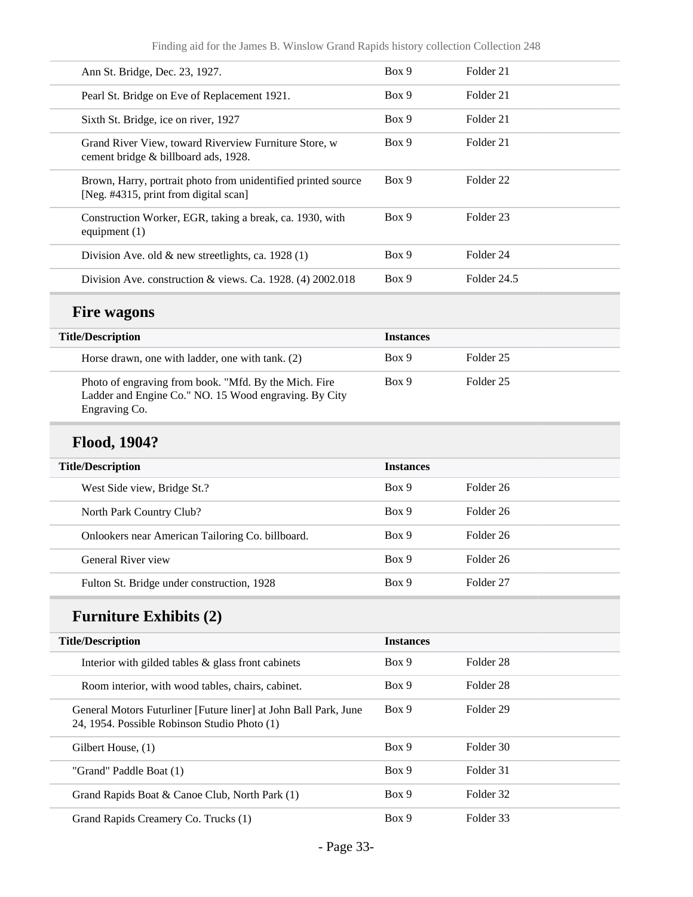| | | |
|---|---|---|
| Ann St. Bridge, Dec. 23, 1927. | Box 9 | Folder 21 |
| Pearl St. Bridge on Eve of Replacement 1921. | Box 9 | Folder 21 |
| Sixth St. Bridge, ice on river, 1927 | Box 9 | Folder 21 |
| Grand River View, toward Riverview Furniture Store, w cement bridge & billboard ads, 1928. | Box 9 | Folder 21 |
| Brown, Harry, portrait photo from unidentified printed source [Neg. #4315, print from digital scan] | Box 9 | Folder 22 |
| Construction Worker, EGR, taking a break, ca. 1930, with equipment (1) | Box 9 | Folder 23 |
| Division Ave. old & new streetlights, ca. 1928 (1) | Box 9 | Folder 24 |
| Division Ave. construction & views. Ca. 1928. (4) 2002.018 | Box 9 | Folder 24.5 |

## Fire wagons

| Title/Description | Instances | |
|---|---|---|
| Horse drawn, one with ladder, one with tank. (2) | Box 9 | Folder 25 |
| Photo of engraving from book. "Mfd. By the Mich. Fire Ladder and Engine Co." NO. 15 Wood engraving. By City Engraving Co. | Box 9 | Folder 25 |

## Flood, 1904?

| Title/Description | Instances | |
|---|---|---|
| West Side view, Bridge St.? | Box 9 | Folder 26 |
| North Park Country Club? | Box 9 | Folder 26 |
| Onlookers near American Tailoring Co. billboard. | Box 9 | Folder 26 |
| General River view | Box 9 | Folder 26 |
| Fulton St. Bridge under construction, 1928 | Box 9 | Folder 27 |

## Furniture Exhibits (2)

| Title/Description | Instances | |
|---|---|---|
| Interior with gilded tables & glass front cabinets | Box 9 | Folder 28 |
| Room interior, with wood tables, chairs, cabinet. | Box 9 | Folder 28 |
| General Motors Futurliner [Future liner] at John Ball Park, June 24, 1954. Possible Robinson Studio Photo (1) | Box 9 | Folder 29 |
| Gilbert House, (1) | Box 9 | Folder 30 |
| "Grand" Paddle Boat (1) | Box 9 | Folder 31 |
| Grand Rapids Boat & Canoe Club, North Park (1) | Box 9 | Folder 32 |
| Grand Rapids Creamery Co. Trucks (1) | Box 9 | Folder 33 |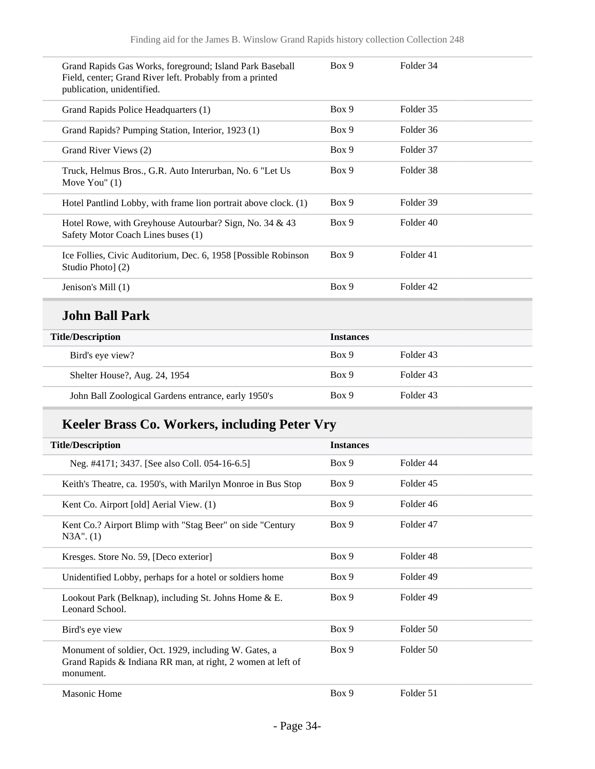| | | |
|---|---|---|
| Grand Rapids Gas Works, foreground; Island Park Baseball Field, center; Grand River left. Probably from a printed publication, unidentified. | Box 9 | Folder 34 |
| Grand Rapids Police Headquarters (1) | Box 9 | Folder 35 |
| Grand Rapids? Pumping Station, Interior, 1923 (1) | Box 9 | Folder 36 |
| Grand River Views (2) | Box 9 | Folder 37 |
| Truck, Helmus Bros., G.R. Auto Interurban, No. 6 "Let Us Move You" (1) | Box 9 | Folder 38 |
| Hotel Pantlind Lobby, with frame lion portrait above clock. (1) | Box 9 | Folder 39 |
| Hotel Rowe, with Greyhouse Autourbar? Sign, No. 34 & 43 Safety Motor Coach Lines buses (1) | Box 9 | Folder 40 |
| Ice Follies, Civic Auditorium, Dec. 6, 1958 [Possible Robinson Studio Photo] (2) | Box 9 | Folder 41 |
| Jenison's Mill (1) | Box 9 | Folder 42 |

## John Ball Park

| Title/Description | Instances | |
|---|---|---|
| Bird's eye view? | Box 9 | Folder 43 |
| Shelter House?, Aug. 24, 1954 | Box 9 | Folder 43 |
| John Ball Zoological Gardens entrance, early 1950's | Box 9 | Folder 43 |

## Keeler Brass Co. Workers, including Peter Vry

| Title/Description | Instances | |
|---|---|---|
| Neg. #4171; 3437. [See also Coll. 054-16-6.5] | Box 9 | Folder 44 |
| Keith's Theatre, ca. 1950's, with Marilyn Monroe in Bus Stop | Box 9 | Folder 45 |
| Kent Co. Airport [old] Aerial View. (1) | Box 9 | Folder 46 |
| Kent Co.? Airport Blimp with "Stag Beer" on side "Century N3A". (1) | Box 9 | Folder 47 |
| Kresges. Store No. 59, [Deco exterior] | Box 9 | Folder 48 |
| Unidentified Lobby, perhaps for a hotel or soldiers home | Box 9 | Folder 49 |
| Lookout Park (Belknap), including St. Johns Home & E. Leonard School. | Box 9 | Folder 49 |
| Bird's eye view | Box 9 | Folder 50 |
| Monument of soldier, Oct. 1929, including W. Gates, a Grand Rapids & Indiana RR man, at right, 2 women at left of monument. | Box 9 | Folder 50 |
| Masonic Home | Box 9 | Folder 51 |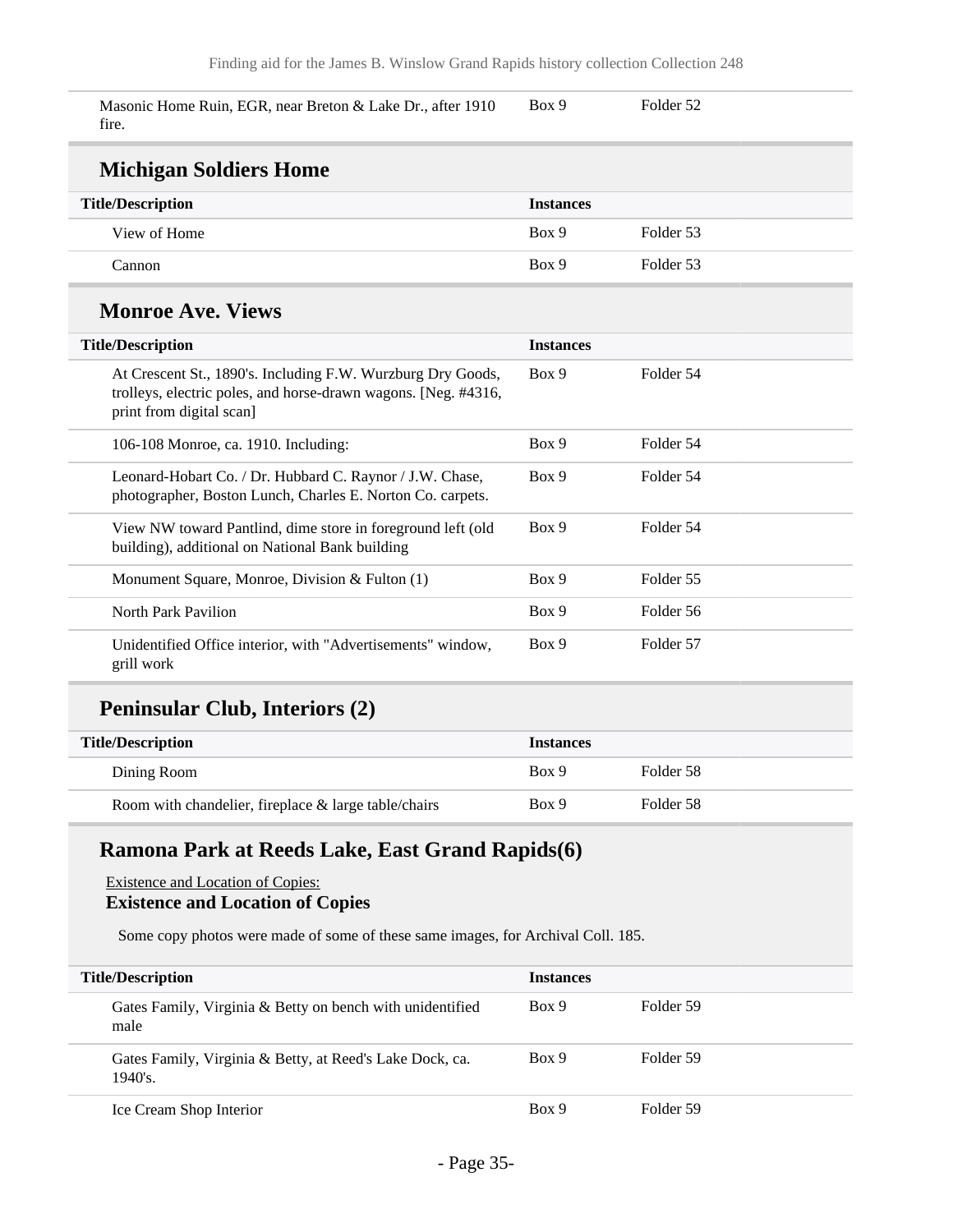| | | |
|---|---|---|
| Masonic Home Ruin, EGR, near Breton & Lake Dr., after 1910 fire. | Box 9 | Folder 52 |

## Michigan Soldiers Home

| Title/Description | Instances | |
|---|---|---|
| View of Home | Box 9 | Folder 53 |
| Cannon | Box 9 | Folder 53 |

## Monroe Ave. Views

| Title/Description | Instances | |
|---|---|---|
| At Crescent St., 1890's. Including F.W. Wurzburg Dry Goods, trolleys, electric poles, and horse-drawn wagons. [Neg. #4316, print from digital scan] | Box 9 | Folder 54 |
| 106-108 Monroe, ca. 1910. Including: | Box 9 | Folder 54 |
| Leonard-Hobart Co. / Dr. Hubbard C. Raynor / J.W. Chase, photographer, Boston Lunch, Charles E. Norton Co. carpets. | Box 9 | Folder 54 |
| View NW toward Pantlind, dime store in foreground left (old building), additional on National Bank building | Box 9 | Folder 54 |
| Monument Square, Monroe, Division & Fulton (1) | Box 9 | Folder 55 |
| North Park Pavilion | Box 9 | Folder 56 |
| Unidentified Office interior, with "Advertisements" window, grill work | Box 9 | Folder 57 |

## Peninsular Club, Interiors (2)

| Title/Description | Instances | |
|---|---|---|
| Dining Room | Box 9 | Folder 58 |
| Room with chandelier, fireplace & large table/chairs | Box 9 | Folder 58 |

## Ramona Park at Reeds Lake, East Grand Rapids(6)

Existence and Location of Copies:

**Existence and Location of Copies**

Some copy photos were made of some of these same images, for Archival Coll. 185.

| Title/Description | Instances | |
|---|---|---|
| Gates Family, Virginia & Betty on bench with unidentified male | Box 9 | Folder 59 |
| Gates Family, Virginia & Betty, at Reed's Lake Dock, ca. 1940's. | Box 9 | Folder 59 |
| Ice Cream Shop Interior | Box 9 | Folder 59 |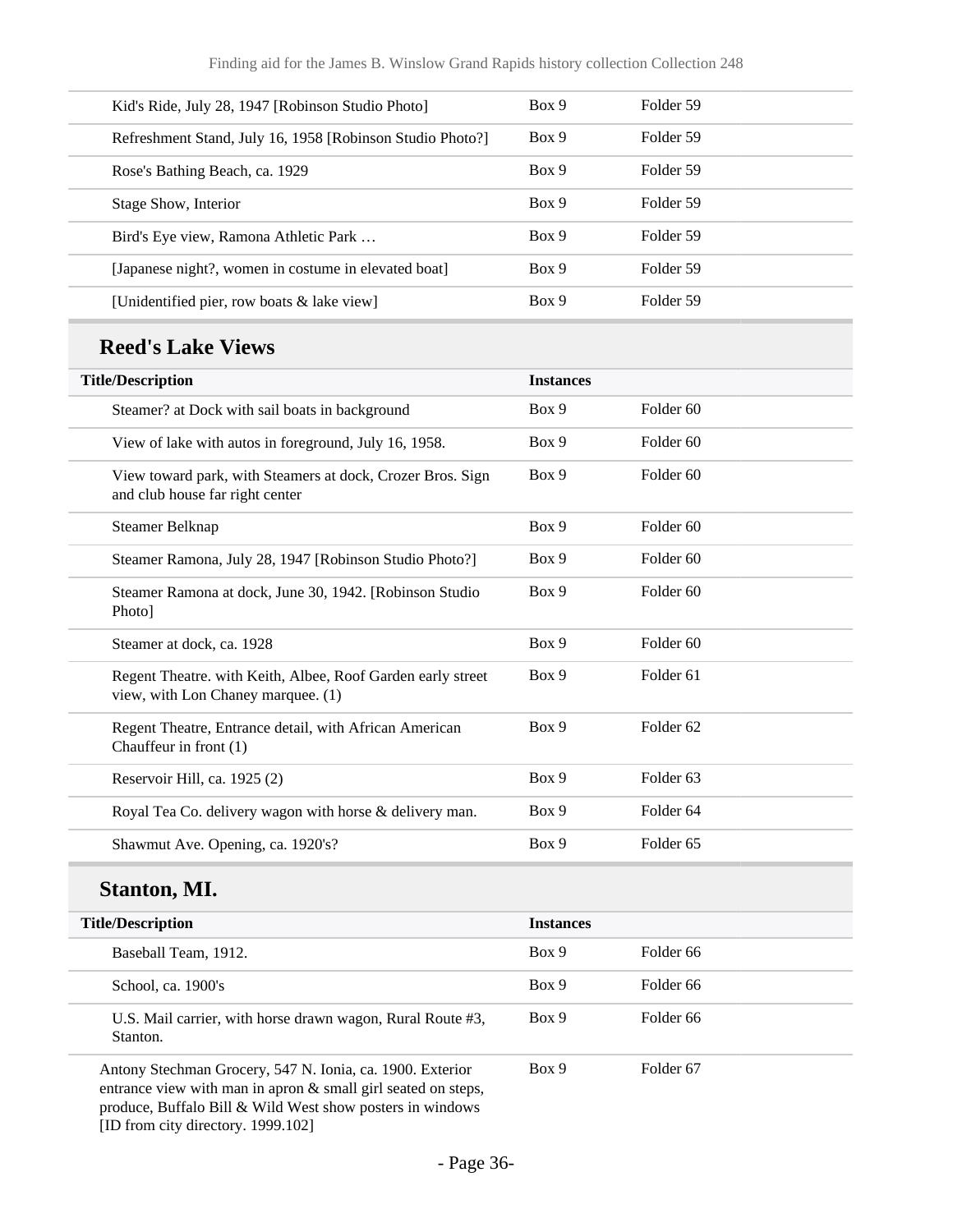| | | |
|---|---|---|
| Kid's Ride, July 28, 1947 [Robinson Studio Photo] | Box 9 | Folder 59 |
| Refreshment Stand, July 16, 1958 [Robinson Studio Photo?] | Box 9 | Folder 59 |
| Rose's Bathing Beach, ca. 1929 | Box 9 | Folder 59 |
| Stage Show, Interior | Box 9 | Folder 59 |
| Bird's Eye view, Ramona Athletic Park … | Box 9 | Folder 59 |
| [Japanese night?, women in costume in elevated boat] | Box 9 | Folder 59 |
| [Unidentified pier, row boats & lake view] | Box 9 | Folder 59 |

## Reed's Lake Views

| Title/Description | Instances | |
|---|---|---|
| Steamer? at Dock with sail boats in background | Box 9 | Folder 60 |
| View of lake with autos in foreground, July 16, 1958. | Box 9 | Folder 60 |
| View toward park, with Steamers at dock, Crozer Bros. Sign and club house far right center | Box 9 | Folder 60 |
| Steamer Belknap | Box 9 | Folder 60 |
| Steamer Ramona, July 28, 1947 [Robinson Studio Photo?] | Box 9 | Folder 60 |
| Steamer Ramona at dock, June 30, 1942. [Robinson Studio Photo] | Box 9 | Folder 60 |
| Steamer at dock, ca. 1928 | Box 9 | Folder 60 |
| Regent Theatre. with Keith, Albee, Roof Garden early street view, with Lon Chaney marquee. (1) | Box 9 | Folder 61 |
| Regent Theatre, Entrance detail, with African American Chauffeur in front (1) | Box 9 | Folder 62 |
| Reservoir Hill, ca. 1925 (2) | Box 9 | Folder 63 |
| Royal Tea Co. delivery wagon with horse & delivery man. | Box 9 | Folder 64 |
| Shawmut Ave. Opening, ca. 1920's? | Box 9 | Folder 65 |

## Stanton, MI.

| Title/Description | Instances | |
|---|---|---|
| Baseball Team, 1912. | Box 9 | Folder 66 |
| School, ca. 1900's | Box 9 | Folder 66 |
| U.S. Mail carrier, with horse drawn wagon, Rural Route #3, Stanton. | Box 9 | Folder 66 |

| | | |
|---|---|---|
| Antony Stechman Grocery, 547 N. Ionia, ca. 1900. Exterior entrance view with man in apron & small girl seated on steps, produce, Buffalo Bill & Wild West show posters in windows [ID from city directory. 1999.102] | Box 9 | Folder 67 |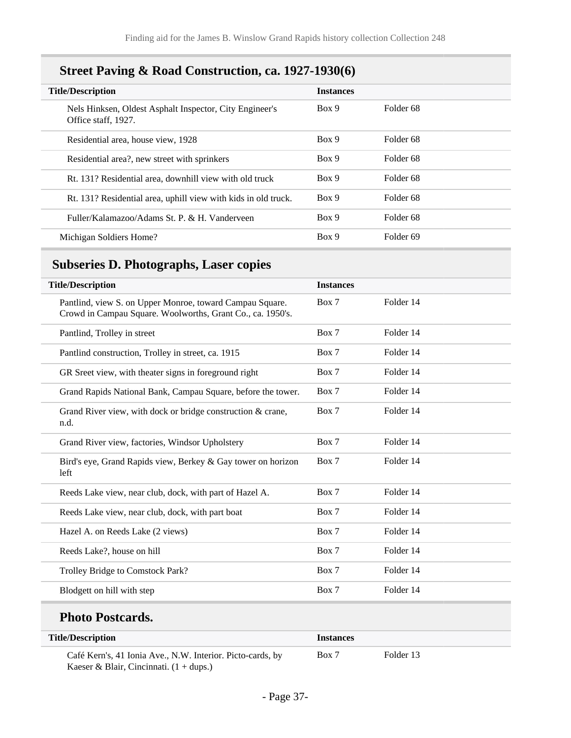## Street Paving & Road Construction, ca. 1927-1930(6)

| Title/Description | Instances | |
|---|---|---|
| Nels Hinksen, Oldest Asphalt Inspector, City Engineer's Office staff, 1927. | Box 9 | Folder 68 |
| Residential area, house view, 1928 | Box 9 | Folder 68 |
| Residential area?, new street with sprinkers | Box 9 | Folder 68 |
| Rt. 131? Residential area, downhill view with old truck | Box 9 | Folder 68 |
| Rt. 131? Residential area, uphill view with kids in old truck. | Box 9 | Folder 68 |
| Fuller/Kalamazoo/Adams St. P. & H. Vanderveen | Box 9 | Folder 68 |
| Michigan Soldiers Home? | Box 9 | Folder 69 |

## Subseries D. Photographs, Laser copies

| Title/Description | Instances | |
|---|---|---|
| Pantlind, view S. on Upper Monroe, toward Campau Square. Crowd in Campau Square. Woolworths, Grant Co., ca. 1950's. | Box 7 | Folder 14 |
| Pantlind, Trolley in street | Box 7 | Folder 14 |
| Pantlind construction, Trolley in street, ca. 1915 | Box 7 | Folder 14 |
| GR Sreet view, with theater signs in foreground right | Box 7 | Folder 14 |
| Grand Rapids National Bank, Campau Square, before the tower. | Box 7 | Folder 14 |
| Grand River view, with dock or bridge construction & crane, n.d. | Box 7 | Folder 14 |
| Grand River view, factories, Windsor Upholstery | Box 7 | Folder 14 |
| Bird's eye, Grand Rapids view, Berkey & Gay tower on horizon left | Box 7 | Folder 14 |
| Reeds Lake view, near club, dock, with part of Hazel A. | Box 7 | Folder 14 |
| Reeds Lake view, near club, dock, with part boat | Box 7 | Folder 14 |
| Hazel A. on Reeds Lake (2 views) | Box 7 | Folder 14 |
| Reeds Lake?, house on hill | Box 7 | Folder 14 |
| Trolley Bridge to Comstock Park? | Box 7 | Folder 14 |
| Blodgett on hill with step | Box 7 | Folder 14 |

## Photo Postcards.

| Title/Description | Instances | |
|---|---|---|
| Café Kern's, 41 Ionia Ave., N.W. Interior. Picto-cards, by Kaeser & Blair, Cincinnati. (1 + dups.) | Box 7 | Folder 13 |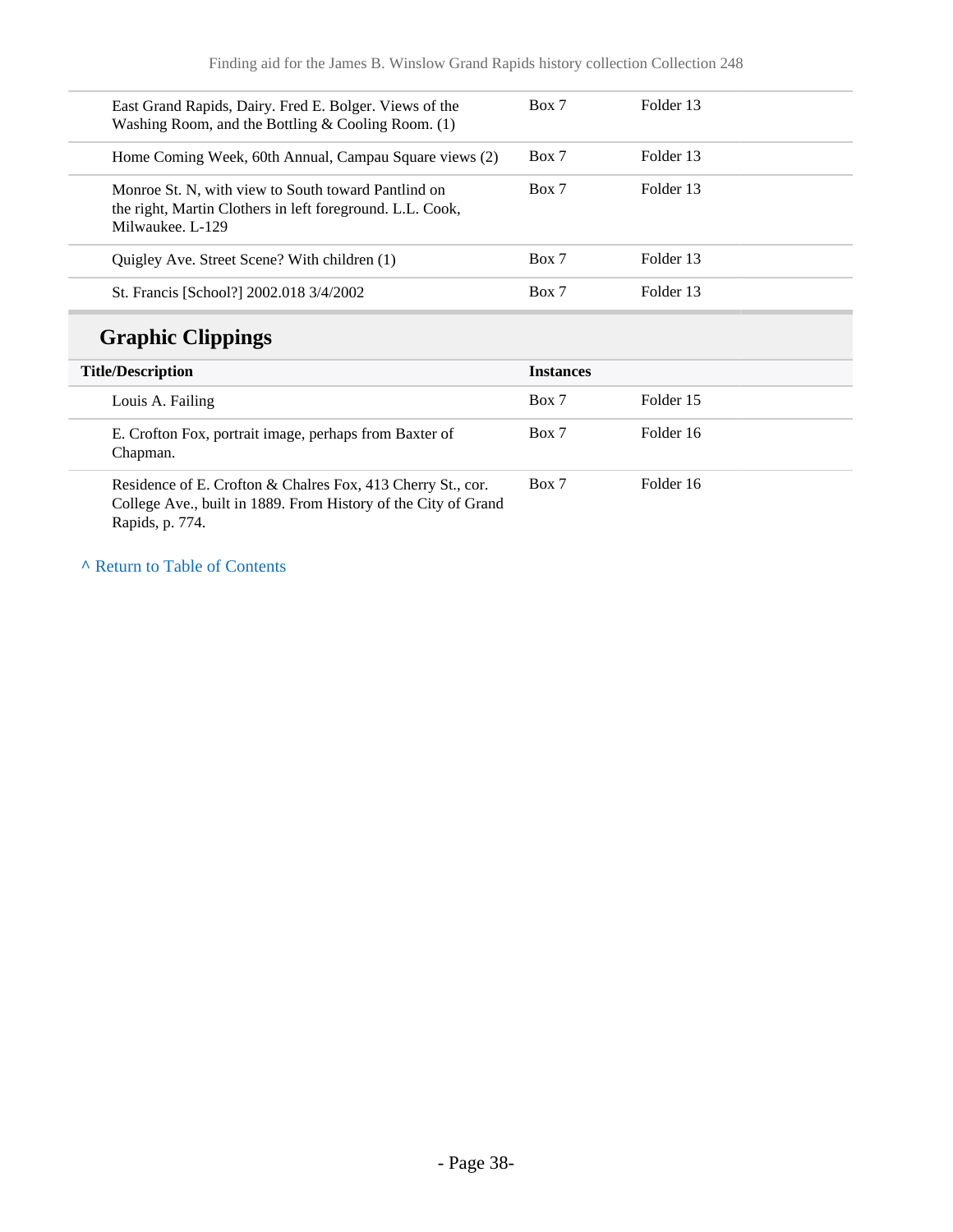| | | |
|---|---|---|
| East Grand Rapids, Dairy. Fred E. Bolger. Views of the Washing Room, and the Bottling & Cooling Room. (1) | Box 7 | Folder 13 |
| Home Coming Week, 60th Annual, Campau Square views (2) | Box 7 | Folder 13 |
| Monroe St. N, with view to South toward Pantlind on the right, Martin Clothers in left foreground. L.L. Cook, Milwaukee. L-129 | Box 7 | Folder 13 |
| Quigley Ave. Street Scene? With children (1) | Box 7 | Folder 13 |
| St. Francis [School?] 2002.018 3/4/2002 | Box 7 | Folder 13 |

## Graphic Clippings

| Title/Description | Instances | |
|---|---|---|
| Louis A. Failing | Box 7 | Folder 15 |
| E. Crofton Fox, portrait image, perhaps from Baxter of Chapman. | Box 7 | Folder 16 |
| Residence of E. Crofton & Chalres Fox, 413 Cherry St., cor. College Ave., built in 1889. From History of the City of Grand Rapids, p. 774. | Box 7 | Folder 16 |

^ Return to Table of Contents